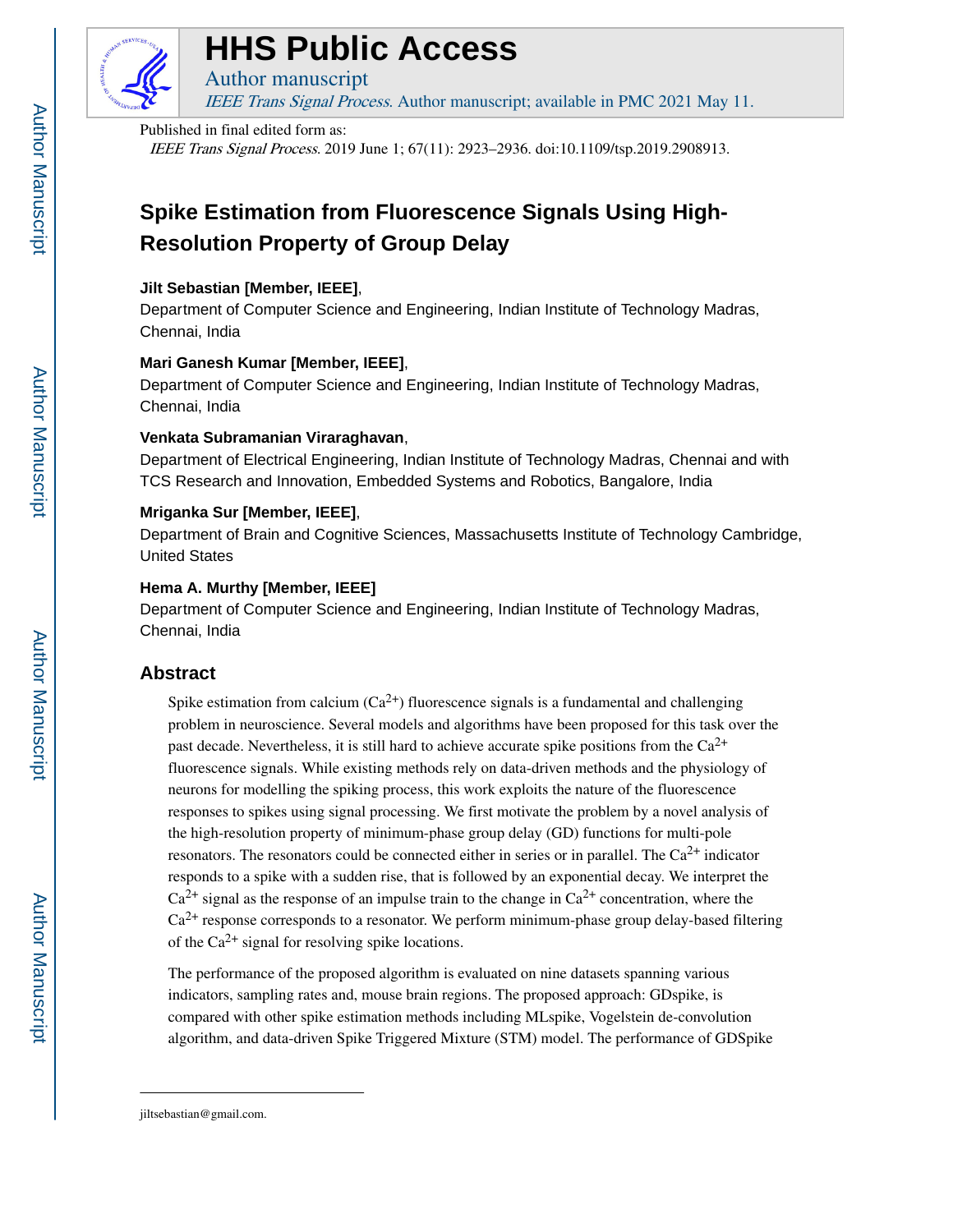# HHS Public Access

Author manuscript

*IEEE Trans Signal Process*. Author manuscript; available in PMC 2021 May 11.

Published in final edited form as:

*IEEE Trans Signal Process*. 2019 June 1; 67(11): 2923–2936. doi:10.1109/tsp.2019.2908913.

# Spike Estimation from Fluorescence Signals Using High-Resolution Property of Group Delay

**Jilt Sebastian [Member, IEEE]**,

Department of Computer Science and Engineering, Indian Institute of Technology Madras, Chennai, India

**Mari Ganesh Kumar [Member, IEEE]**,

Department of Computer Science and Engineering, Indian Institute of Technology Madras, Chennai, India

**Venkata Subramanian Viraraghavan**,

Department of Electrical Engineering, Indian Institute of Technology Madras, Chennai and with TCS Research and Innovation, Embedded Systems and Robotics, Bangalore, India

**Mriganka Sur [Member, IEEE]**,

Department of Brain and Cognitive Sciences, Massachusetts Institute of Technology Cambridge, United States

**Hema A. Murthy [Member, IEEE]**

Department of Computer Science and Engineering, Indian Institute of Technology Madras, Chennai, India

## Abstract

Spike estimation from calcium ($Ca^{2+}$) fluorescence signals is a fundamental and challenging problem in neuroscience. Several models and algorithms have been proposed for this task over the past decade. Nevertheless, it is still hard to achieve accurate spike positions from the $Ca^{2+}$ fluorescence signals. While existing methods rely on data-driven methods and the physiology of neurons for modelling the spiking process, this work exploits the nature of the fluorescence responses to spikes using signal processing. We first motivate the problem by a novel analysis of the high-resolution property of minimum-phase group delay (GD) functions for multi-pole resonators. The resonators could be connected either in series or in parallel. The $Ca^{2+}$ indicator responds to a spike with a sudden rise, that is followed by an exponential decay. We interpret the $Ca^{2+}$ signal as the response of an impulse train to the change in $Ca^{2+}$ concentration, where the $Ca^{2+}$ response corresponds to a resonator. We perform minimum-phase group delay-based filtering of the $Ca^{2+}$ signal for resolving spike locations.

The performance of the proposed algorithm is evaluated on nine datasets spanning various indicators, sampling rates and, mouse brain regions. The proposed approach: GDspike, is compared with other spike estimation methods including MLspike, Vogelstein de-convolution algorithm, and data-driven Spike Triggered Mixture (STM) model. The performance of GDSpike

jiltsebastian@gmail.com.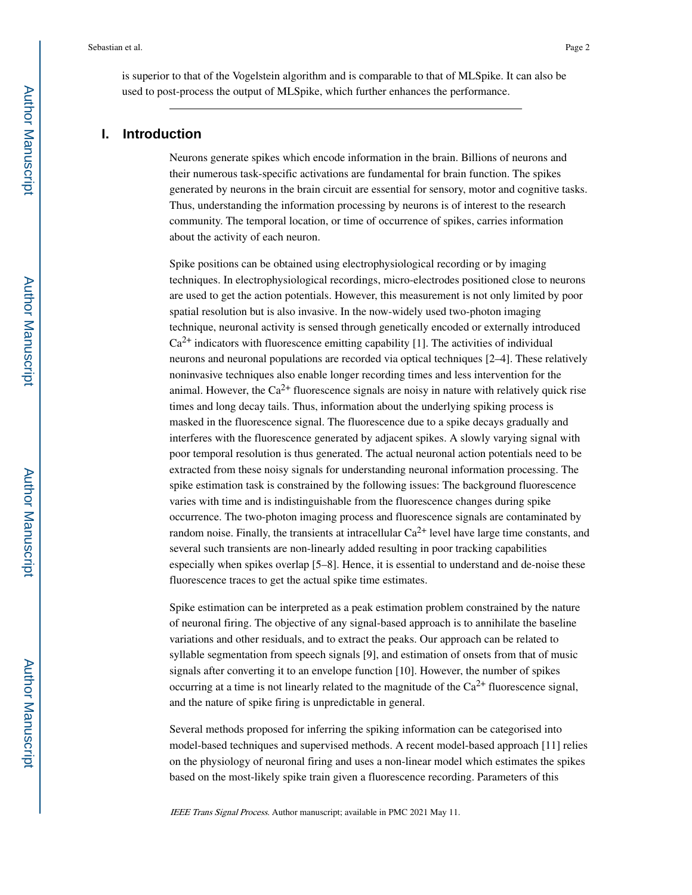is superior to that of the Vogelstein algorithm and is comparable to that of MLSpike. It can also be used to post-process the output of MLSpike, which further enhances the performance.

## I. Introduction

Neurons generate spikes which encode information in the brain. Billions of neurons and their numerous task-specific activations are fundamental for brain function. The spikes generated by neurons in the brain circuit are essential for sensory, motor and cognitive tasks. Thus, understanding the information processing by neurons is of interest to the research community. The temporal location, or time of occurrence of spikes, carries information about the activity of each neuron.

Spike positions can be obtained using electrophysiological recording or by imaging techniques. In electrophysiological recordings, micro-electrodes positioned close to neurons are used to get the action potentials. However, this measurement is not only limited by poor spatial resolution but is also invasive. In the now-widely used two-photon imaging technique, neuronal activity is sensed through genetically encoded or externally introduced $Ca^{2+}$ indicators with fluorescence emitting capability [1]. The activities of individual neurons and neuronal populations are recorded via optical techniques [2–4]. These relatively noninvasive techniques also enable longer recording times and less intervention for the animal. However, the $Ca^{2+}$ fluorescence signals are noisy in nature with relatively quick rise times and long decay tails. Thus, information about the underlying spiking process is masked in the fluorescence signal. The fluorescence due to a spike decays gradually and interferes with the fluorescence generated by adjacent spikes. A slowly varying signal with poor temporal resolution is thus generated. The actual neuronal action potentials need to be extracted from these noisy signals for understanding neuronal information processing. The spike estimation task is constrained by the following issues: The background fluorescence varies with time and is indistinguishable from the fluorescence changes during spike occurrence. The two-photon imaging process and fluorescence signals are contaminated by random noise. Finally, the transients at intracellular $Ca^{2+}$ level have large time constants, and several such transients are non-linearly added resulting in poor tracking capabilities especially when spikes overlap [5–8]. Hence, it is essential to understand and de-noise these fluorescence traces to get the actual spike time estimates.

Spike estimation can be interpreted as a peak estimation problem constrained by the nature of neuronal firing. The objective of any signal-based approach is to annihilate the baseline variations and other residuals, and to extract the peaks. Our approach can be related to syllable segmentation from speech signals [9], and estimation of onsets from that of music signals after converting it to an envelope function [10]. However, the number of spikes occurring at a time is not linearly related to the magnitude of the $Ca^{2+}$ fluorescence signal, and the nature of spike firing is unpredictable in general.

Several methods proposed for inferring the spiking information can be categorised into model-based techniques and supervised methods. A recent model-based approach [11] relies on the physiology of neuronal firing and uses a non-linear model which estimates the spikes based on the most-likely spike train given a fluorescence recording. Parameters of this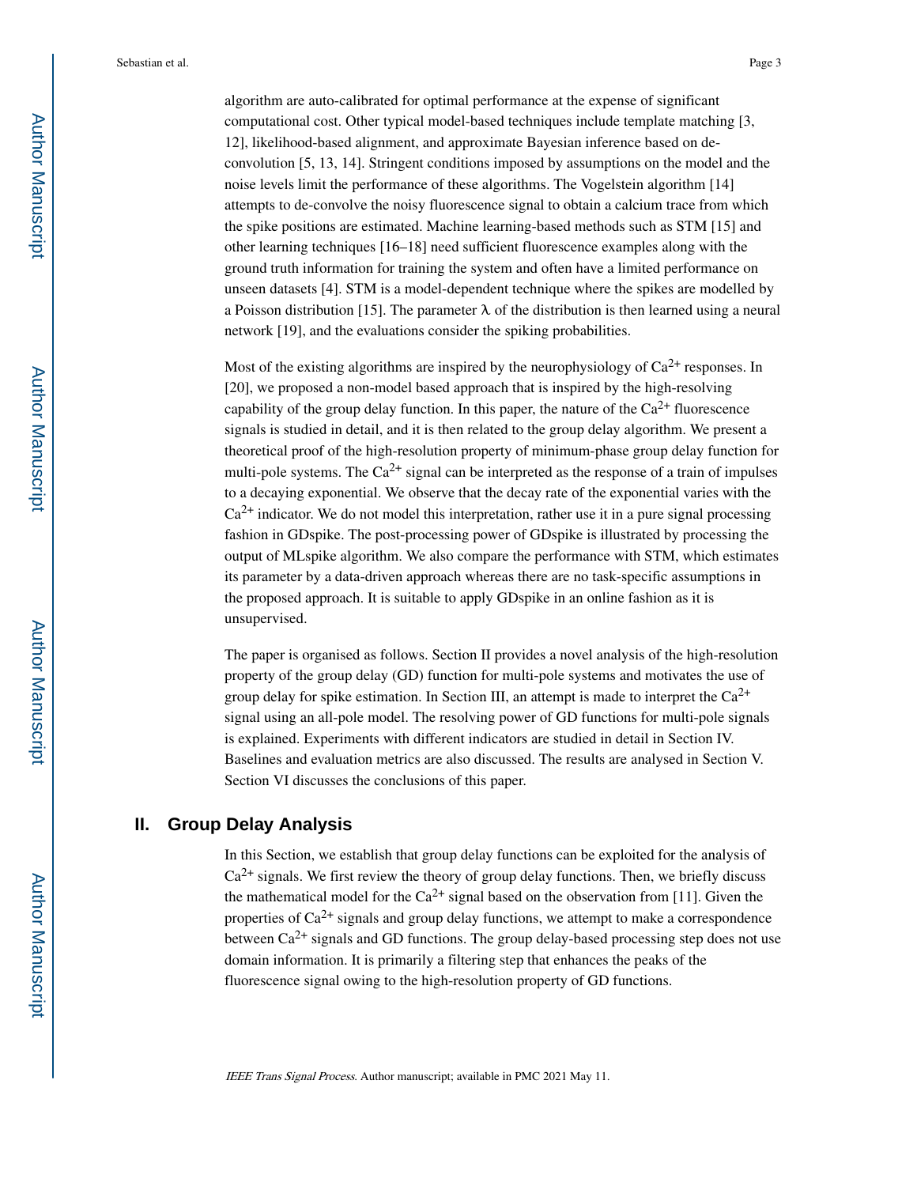algorithm are auto-calibrated for optimal performance at the expense of significant computational cost. Other typical model-based techniques include template matching [3, 12], likelihood-based alignment, and approximate Bayesian inference based on de-convolution [5, 13, 14]. Stringent conditions imposed by assumptions on the model and the noise levels limit the performance of these algorithms. The Vogelstein algorithm [14] attempts to de-convolve the noisy fluorescence signal to obtain a calcium trace from which the spike positions are estimated. Machine learning-based methods such as STM [15] and other learning techniques [16–18] need sufficient fluorescence examples along with the ground truth information for training the system and often have a limited performance on unseen datasets [4]. STM is a model-dependent technique where the spikes are modelled by a Poisson distribution [15]. The parameter $\lambda$ of the distribution is then learned using a neural network [19], and the evaluations consider the spiking probabilities.

Most of the existing algorithms are inspired by the neurophysiology of $Ca^{2+}$ responses. In [20], we proposed a non-model based approach that is inspired by the high-resolving capability of the group delay function. In this paper, the nature of the $Ca^{2+}$ fluorescence signals is studied in detail, and it is then related to the group delay algorithm. We present a theoretical proof of the high-resolution property of minimum-phase group delay function for multi-pole systems. The $Ca^{2+}$ signal can be interpreted as the response of a train of impulses to a decaying exponential. We observe that the decay rate of the exponential varies with the $Ca^{2+}$ indicator. We do not model this interpretation, rather use it in a pure signal processing fashion in GDspike. The post-processing power of GDspike is illustrated by processing the output of MLspike algorithm. We also compare the performance with STM, which estimates its parameter by a data-driven approach whereas there are no task-specific assumptions in the proposed approach. It is suitable to apply GDspike in an online fashion as it is unsupervised.

The paper is organised as follows. Section II provides a novel analysis of the high-resolution property of the group delay (GD) function for multi-pole systems and motivates the use of group delay for spike estimation. In Section III, an attempt is made to interpret the $Ca^{2+}$ signal using an all-pole model. The resolving power of GD functions for multi-pole signals is explained. Experiments with different indicators are studied in detail in Section IV. Baselines and evaluation metrics are also discussed. The results are analysed in Section V. Section VI discusses the conclusions of this paper.

## II. Group Delay Analysis

In this Section, we establish that group delay functions can be exploited for the analysis of $Ca^{2+}$ signals. We first review the theory of group delay functions. Then, we briefly discuss the mathematical model for the $Ca^{2+}$ signal based on the observation from [11]. Given the properties of $Ca^{2+}$ signals and group delay functions, we attempt to make a correspondence between $Ca^{2+}$ signals and GD functions. The group delay-based processing step does not use domain information. It is primarily a filtering step that enhances the peaks of the fluorescence signal owing to the high-resolution property of GD functions.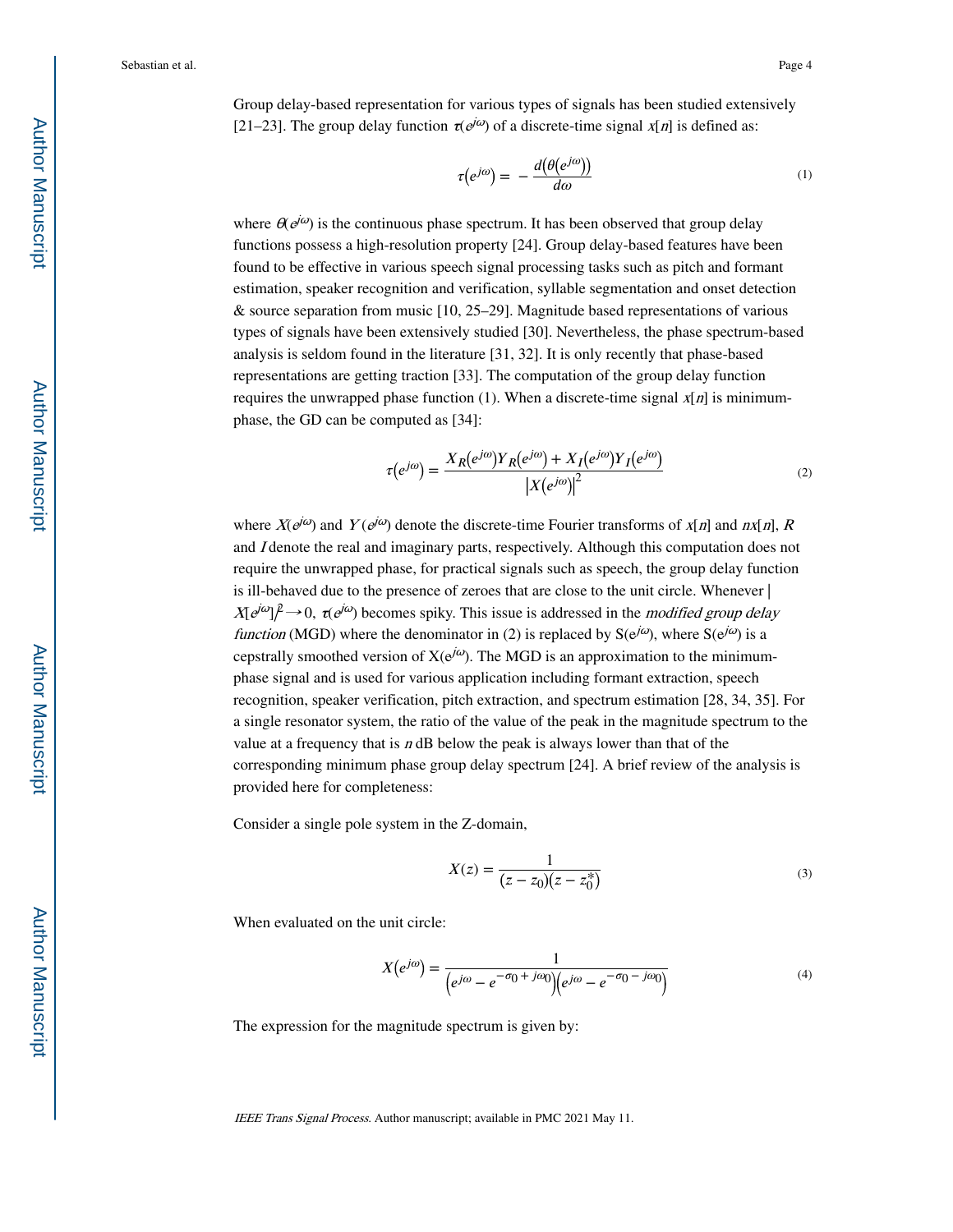Group delay-based representation for various types of signals has been studied extensively [21–23]. The group delay function $\tau(e^{j\omega})$ of a discrete-time signal $x[n]$ is defined as:

$$\tau\left(e^{j\omega}\right) = -\frac{d\left(\theta\left(e^{j\omega}\right)\right)}{d\omega} \tag{1}$$

where $\theta(e^{j\omega})$ is the continuous phase spectrum. It has been observed that group delay functions possess a high-resolution property [24]. Group delay-based features have been found to be effective in various speech signal processing tasks such as pitch and formant estimation, speaker recognition and verification, syllable segmentation and onset detection & source separation from music [10, 25–29]. Magnitude based representations of various types of signals have been extensively studied [30]. Nevertheless, the phase spectrum-based analysis is seldom found in the literature [31, 32]. It is only recently that phase-based representations are getting traction [33]. The computation of the group delay function requires the unwrapped phase function (1). When a discrete-time signal $x[n]$ is minimum-phase, the GD can be computed as [34]:

$$\tau\left(e^{j\omega}\right) = \frac{X_R\left(e^{j\omega}\right)Y_R\left(e^{j\omega}\right) + X_I\left(e^{j\omega}\right)Y_I\left(e^{j\omega}\right)}{\left|X\left(e^{j\omega}\right)\right|^2} \tag{2}$$

where $X(e^{j\omega})$ and $Y(e^{j\omega})$ denote the discrete-time Fourier transforms of $x[n]$ and $nx[n]$, $R$ and $I$ denote the real and imaginary parts, respectively. Although this computation does not require the unwrapped phase, for practical signals such as speech, the group delay function is ill-behaved due to the presence of zeroes that are close to the unit circle. Whenever $|X[e^{j\omega}]|^2 \rightarrow 0$, $\tau(e^{j\omega})$ becomes spiky. This issue is addressed in the *modified group delay function* (MGD) where the denominator in (2) is replaced by $S(e^{j\omega})$, where $S(e^{j\omega})$ is a cepstrally smoothed version of $X(e^{j\omega})$. The MGD is an approximation to the minimum-phase signal and is used for various application including formant extraction, speech recognition, speaker verification, pitch extraction, and spectrum estimation [28, 34, 35]. For a single resonator system, the ratio of the value of the peak in the magnitude spectrum to the value at a frequency that is $n$ dB below the peak is always lower than that of the corresponding minimum phase group delay spectrum [24]. A brief review of the analysis is provided here for completeness:

Consider a single pole system in the Z-domain,

$$X(z) = \frac{1}{(z - z_0)(z - z_0^*)} \tag{3}$$

When evaluated on the unit circle:

$$X\left(e^{j\omega}\right) = \frac{1}{\left(e^{j\omega} - e^{-\sigma_0 + j\omega_0}\right)\left(e^{j\omega} - e^{-\sigma_0 - j\omega_0}\right)} \tag{4}$$

The expression for the magnitude spectrum is given by: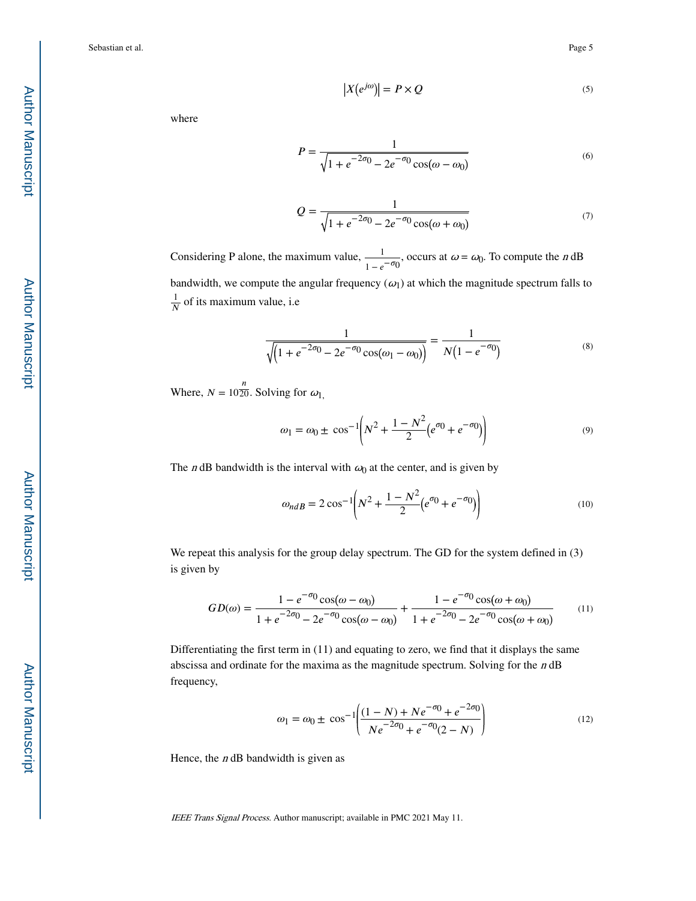$$\left|X\left(e^{j\omega}\right)\right| = P \times Q \tag{5}$$

where

$$P = \frac{1}{\sqrt{1 + e^{-2\sigma_0} - 2e^{-\sigma_0}\cos(\omega - \omega_0)}} \tag{6}$$

$$Q = \frac{1}{\sqrt{1 + e^{-2\sigma_0} - 2e^{-\sigma_0}\cos(\omega + \omega_0)}} \tag{7}$$

Considering P alone, the maximum value, $\frac{1}{1 - e^{-\sigma_0}}$, occurs at $\omega = \omega_0$. To compute the $n$ dB bandwidth, we compute the angular frequency ($\omega_1$) at which the magnitude spectrum falls to $\frac{1}{N}$ of its maximum value, i.e

$$\frac{1}{\sqrt{\left(1 + e^{-2\sigma_0} - 2e^{-\sigma_0}\cos(\omega_1 - \omega_0)\right)}} = \frac{1}{N\left(1 - e^{-\sigma_0}\right)} \tag{8}$$

Where, $N = 10^{\frac{n}{20}}$. Solving for $\omega_1$,

$$\omega_1 = \omega_0 \pm \cos^{-1}\left(N^2 + \frac{1 - N^2}{2}\left(e^{\sigma_0} + e^{-\sigma_0}\right)\right) \tag{9}$$

The $n$ dB bandwidth is the interval with $\omega_0$ at the center, and is given by

$$\omega_{ndB} = 2\cos^{-1}\left(N^2 + \frac{1 - N^2}{2}\left(e^{\sigma_0} + e^{-\sigma_0}\right)\right) \tag{10}$$

We repeat this analysis for the group delay spectrum. The GD for the system defined in (3) is given by

$$GD(\omega) = \frac{1 - e^{-\sigma_0}\cos(\omega - \omega_0)}{1 + e^{-2\sigma_0} - 2e^{-\sigma_0}\cos(\omega - \omega_0)} + \frac{1 - e^{-\sigma_0}\cos(\omega + \omega_0)}{1 + e^{-2\sigma_0} - 2e^{-\sigma_0}\cos(\omega + \omega_0)} \tag{11}$$

Differentiating the first term in (11) and equating to zero, we find that it displays the same abscissa and ordinate for the maxima as the magnitude spectrum. Solving for the $n$ dB frequency,

$$\omega_1 = \omega_0 \pm \cos^{-1}\left(\frac{(1 - N) + Ne^{-\sigma_0} + e^{-2\sigma_0}}{Ne^{-2\sigma_0} + e^{-\sigma_0}(2 - N)}\right) \tag{12}$$

Hence, the $n$ dB bandwidth is given as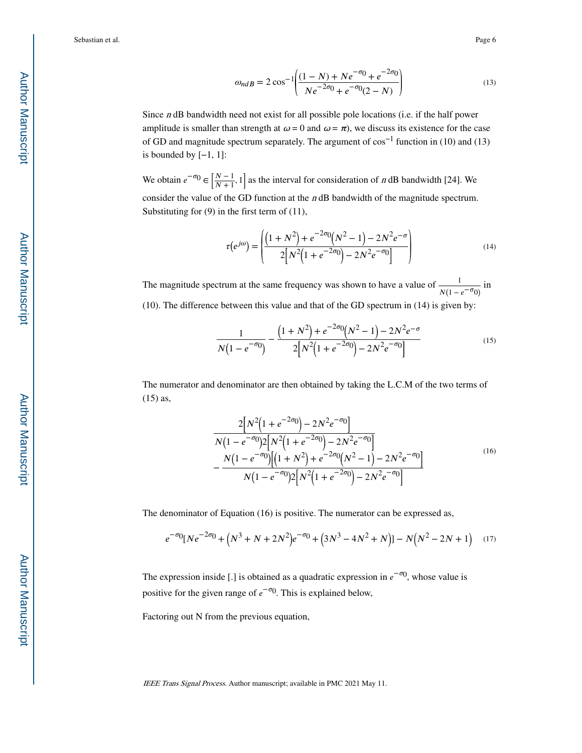$$\omega_{ndB} = 2\cos^{-1}\left(\frac{(1-N) + Ne^{-\sigma_0} + e^{-2\sigma_0}}{Ne^{-2\sigma_0} + e^{-\sigma_0}(2-N)}\right) \tag{13}$$

Since $n$ dB bandwidth need not exist for all possible pole locations (i.e. if the half power amplitude is smaller than strength at $\omega = 0$ and $\omega = \pi$), we discuss its existence for the case of GD and magnitude spectrum separately. The argument of $\cos^{-1}$ function in (10) and (13) is bounded by $[-1, 1]$:

We obtain $e^{-\sigma_0} \in \left[\frac{N-1}{N+1}, 1\right]$ as the interval for consideration of $n$ dB bandwidth [24]. We consider the value of the GD function at the $n$ dB bandwidth of the magnitude spectrum. Substituting for (9) in the first term of (11),

$$\tau\left(e^{j\omega}\right) = \left(\frac{\left(1+N^2\right) + e^{-2\sigma_0}\left(N^2-1\right) - 2N^2e^{-\sigma}}{2\left[N^2\left(1+e^{-2\sigma_0}\right) - 2N^2e^{-\sigma_0}\right]}\right) \tag{14}$$

The magnitude spectrum at the same frequency was shown to have a value of $\frac{1}{N(1-e^{-\sigma_0})}$ in (10). The difference between this value and that of the GD spectrum in (14) is given by:

$$\frac{1}{N\left(1-e^{-\sigma_0}\right)} - \frac{\left(1+N^2\right) + e^{-2\sigma_0}\left(N^2-1\right) - 2N^2e^{-\sigma}}{2\left[N^2\left(1+e^{-2\sigma_0}\right) - 2N^2e^{-\sigma_0}\right]} \tag{15}$$

The numerator and denominator are then obtained by taking the L.C.M of the two terms of (15) as,

$$\frac{2\left[N^2\left(1+e^{-2\sigma_0}\right) - 2N^2e^{-\sigma_0}\right]}{N\left(1-e^{-\sigma_0}\right)2\left[N^2\left(1+e^{-2\sigma_0}\right) - 2N^2e^{-\sigma_0}\right]} - \frac{N\left(1-e^{-\sigma_0}\right)\left[\left(1+N^2\right) + e^{-2\sigma_0}\left(N^2-1\right) - 2N^2e^{-\sigma_0}\right]}{N\left(1-e^{-\sigma_0}\right)2\left[N^2\left(1+e^{-2\sigma_0}\right) - 2N^2e^{-\sigma_0}\right]} \tag{16}$$

The denominator of Equation (16) is positive. The numerator can be expressed as,

$$e^{-\sigma_0}[Ne^{-2\sigma_0} + \left(N^3 + N + 2N^2\right)e^{-\sigma_0} + \left(3N^3 - 4N^2 + N\right)] - N\left(N^2 - 2N + 1\right) \tag{17}$$

The expression inside [.] is obtained as a quadratic expression in $e^{-\sigma_0}$, whose value is positive for the given range of $e^{-\sigma_0}$. This is explained below,

Factoring out N from the previous equation,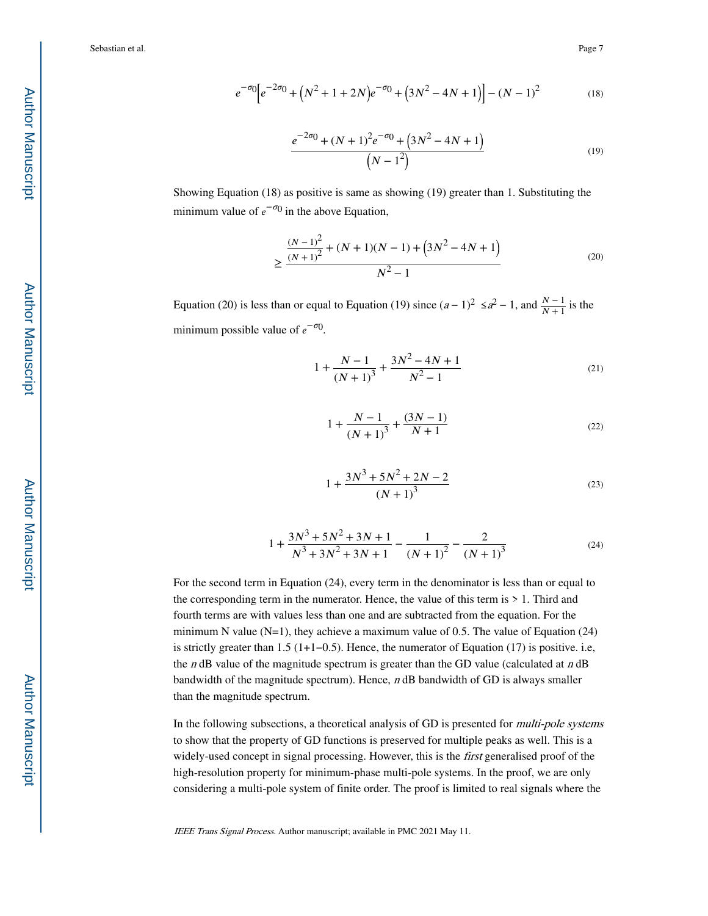$$e^{-\sigma 0}\left[e^{-2\sigma 0} + \left(N^2 + 1 + 2N\right)e^{-\sigma 0} + \left(3N^2 - 4N + 1\right)\right] - (N-1)^2 \tag{18}$$

$$\frac{e^{-2\sigma 0} + (N+1)^2 e^{-\sigma 0} + \left(3N^2 - 4N + 1\right)}{\left(N - 1^2\right)} \tag{19}$$

Showing Equation (18) as positive is same as showing (19) greater than 1. Substituting the minimum value of $e^{-\sigma 0}$ in the above Equation,

$$\geq \frac{\frac{(N-1)^2}{(N+1)^2} + (N+1)(N-1) + \left(3N^2 - 4N + 1\right)}{N^2 - 1} \tag{20}$$

Equation (20) is less than or equal to Equation (19) since $(a-1)^2 \leq a^2 - 1$, and $\frac{N-1}{N+1}$ is the minimum possible value of $e^{-\sigma 0}$.

$$1 + \frac{N-1}{(N+1)^3} + \frac{3N^2 - 4N + 1}{N^2 - 1} \tag{21}$$

$$1 + \frac{N-1}{(N+1)^3} + \frac{(3N-1)}{N+1} \tag{22}$$

$$1 + \frac{3N^3 + 5N^2 + 2N - 2}{(N+1)^3} \tag{23}$$

$$1 + \frac{3N^3 + 5N^2 + 3N + 1}{N^3 + 3N^2 + 3N + 1} - \frac{1}{(N+1)^2} - \frac{2}{(N+1)^3} \tag{24}$$

For the second term in Equation (24), every term in the denominator is less than or equal to the corresponding term in the numerator. Hence, the value of this term is > 1. Third and fourth terms are with values less than one and are subtracted from the equation. For the minimum N value (N=1), they achieve a maximum value of 0.5. The value of Equation (24) is strictly greater than 1.5 (1+1−0.5). Hence, the numerator of Equation (17) is positive. i.e, the *n* dB value of the magnitude spectrum is greater than the GD value (calculated at *n* dB bandwidth of the magnitude spectrum). Hence, *n* dB bandwidth of GD is always smaller than the magnitude spectrum.

In the following subsections, a theoretical analysis of GD is presented for *multi-pole systems* to show that the property of GD functions is preserved for multiple peaks as well. This is a widely-used concept in signal processing. However, this is the *first* generalised proof of the high-resolution property for minimum-phase multi-pole systems. In the proof, we are only considering a multi-pole system of finite order. The proof is limited to real signals where the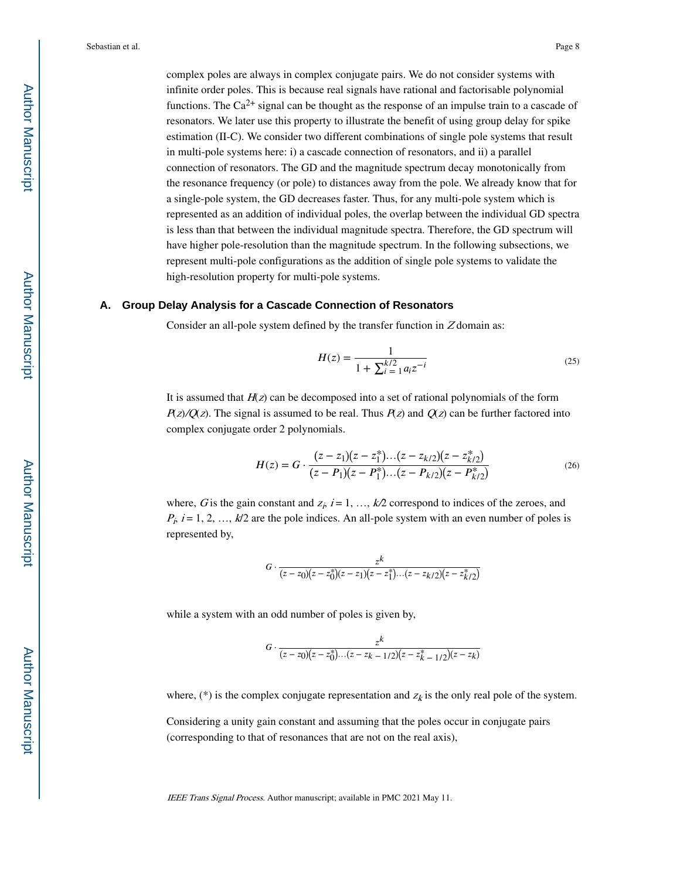complex poles are always in complex conjugate pairs. We do not consider systems with infinite order poles. This is because real signals have rational and factorisable polynomial functions. The $Ca^{2+}$ signal can be thought as the response of an impulse train to a cascade of resonators. We later use this property to illustrate the benefit of using group delay for spike estimation (II-C). We consider two different combinations of single pole systems that result in multi-pole systems here: i) a cascade connection of resonators, and ii) a parallel connection of resonators. The GD and the magnitude spectrum decay monotonically from the resonance frequency (or pole) to distances away from the pole. We already know that for a single-pole system, the GD decreases faster. Thus, for any multi-pole system which is represented as an addition of individual poles, the overlap between the individual GD spectra is less than that between the individual magnitude spectra. Therefore, the GD spectrum will have higher pole-resolution than the magnitude spectrum. In the following subsections, we represent multi-pole configurations as the addition of single pole systems to validate the high-resolution property for multi-pole systems.

### A. Group Delay Analysis for a Cascade Connection of Resonators

Consider an all-pole system defined by the transfer function in $Z$ domain as:

$$H(z) = \frac{1}{1 + \sum_{i=1}^{k/2} a_i z^{-i}} \tag{25}$$

It is assumed that $H(z)$ can be decomposed into a set of rational polynomials of the form $P(z)/Q(z)$. The signal is assumed to be real. Thus $P(z)$ and $Q(z)$ can be further factored into complex conjugate order 2 polynomials.

$$H(z) = G \cdot \frac{(z - z_1)(z - z_1^*) \ldots (z - z_{k/2})(z - z_{k/2}^*)}{(z - P_1)(z - P_1^*) \ldots (z - P_{k/2})(z - P_{k/2}^*)} \tag{26}$$

where, $G$ is the gain constant and $z_i$, $i = 1, \ldots, k/2$ correspond to indices of the zeroes, and $P_i$, $i = 1, 2, \ldots, k/2$ are the pole indices. An all-pole system with an even number of poles is represented by,

$$G \cdot \frac{z^k}{(z - z_0)(z - z_0^*)(z - z_1)(z - z_1^*) \ldots (z - z_{k/2})(z - z_{k/2}^*)}$$

while a system with an odd number of poles is given by,

$$G \cdot \frac{z^k}{(z - z_0)(z - z_0^*) \ldots (z - z_{k-1/2})(z - z_{k-1/2}^*)(z - z_k)}$$

where, (*) is the complex conjugate representation and $z_k$ is the only real pole of the system.

Considering a unity gain constant and assuming that the poles occur in conjugate pairs (corresponding to that of resonances that are not on the real axis),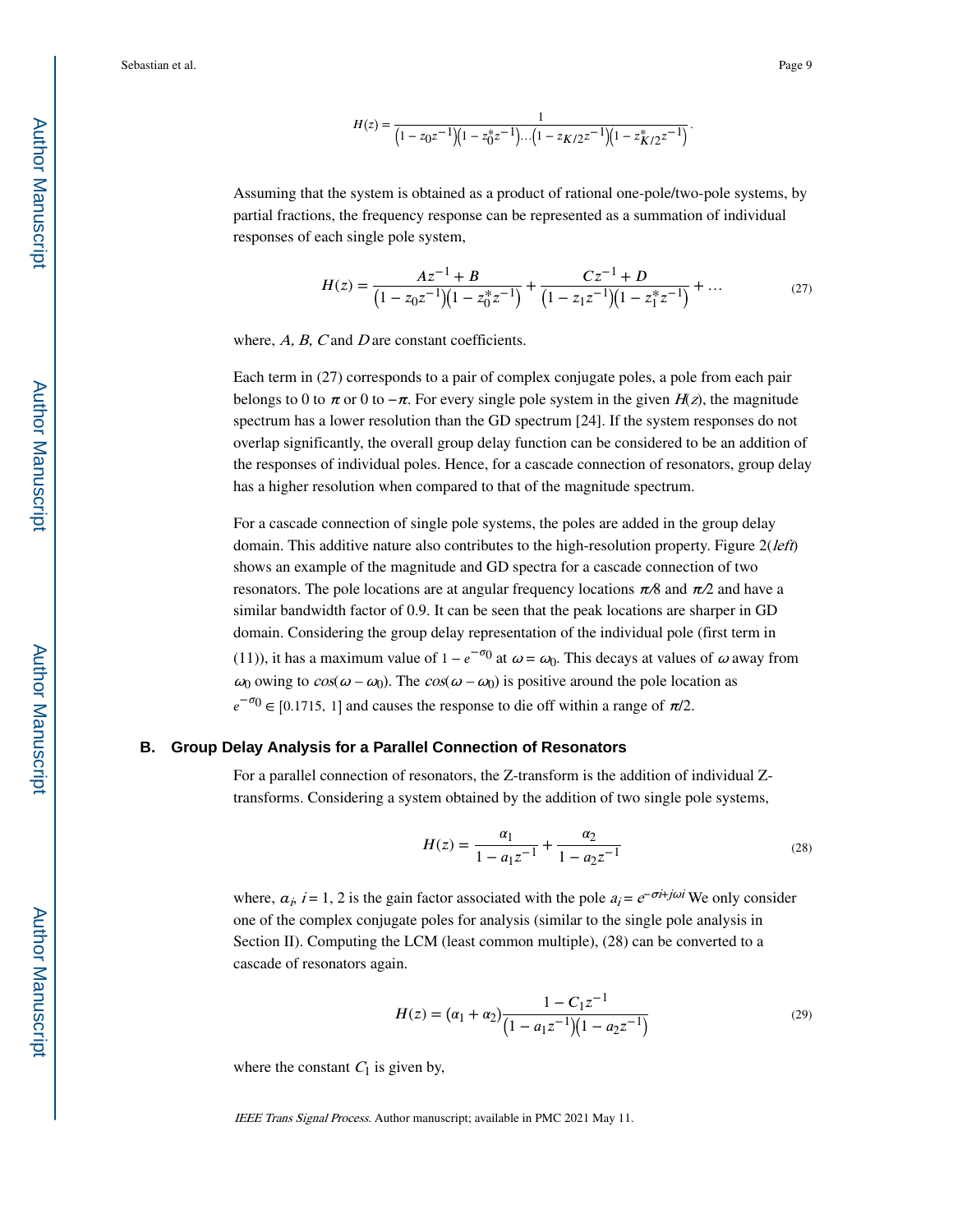$$H(z) = \frac{1}{\left(1 - z_0 z^{-1}\right)\left(1 - z_0^* z^{-1}\right) \ldots \left(1 - z_{K/2} z^{-1}\right)\left(1 - z_{K/2}^* z^{-1}\right)}.$$

Assuming that the system is obtained as a product of rational one-pole/two-pole systems, by partial fractions, the frequency response can be represented as a summation of individual responses of each single pole system,

$$H(z) = \frac{Az^{-1} + B}{\left(1 - z_0 z^{-1}\right)\left(1 - z_0^* z^{-1}\right)} + \frac{Cz^{-1} + D}{\left(1 - z_1 z^{-1}\right)\left(1 - z_1^* z^{-1}\right)} + \ldots \tag{27}$$

where, $A$, $B$, $C$ and $D$ are constant coefficients.

Each term in (27) corresponds to a pair of complex conjugate poles, a pole from each pair belongs to 0 to $\pi$ or 0 to $-\pi$. For every single pole system in the given $H(z)$, the magnitude spectrum has a lower resolution than the GD spectrum [24]. If the system responses do not overlap significantly, the overall group delay function can be considered to be an addition of the responses of individual poles. Hence, for a cascade connection of resonators, group delay has a higher resolution when compared to that of the magnitude spectrum.

For a cascade connection of single pole systems, the poles are added in the group delay domain. This additive nature also contributes to the high-resolution property. Figure 2(*left*) shows an example of the magnitude and GD spectra for a cascade connection of two resonators. The pole locations are at angular frequency locations $\pi/8$ and $\pi/2$ and have a similar bandwidth factor of 0.9. It can be seen that the peak locations are sharper in GD domain. Considering the group delay representation of the individual pole (first term in (11)), it has a maximum value of $1 - e^{-\sigma_0}$ at $\omega = \omega_0$. This decays at values of $\omega$ away from $\omega_0$ owing to $cos(\omega - \omega_0)$. The $cos(\omega - \omega_0)$ is positive around the pole location as $e^{-\sigma_0} \in [0.1715,\ 1]$ and causes the response to die off within a range of $\pi/2$.

### B. Group Delay Analysis for a Parallel Connection of Resonators

For a parallel connection of resonators, the Z-transform is the addition of individual Z-transforms. Considering a system obtained by the addition of two single pole systems,

$$H(z) = \frac{\alpha_1}{1 - a_1 z^{-1}} + \frac{\alpha_2}{1 - a_2 z^{-1}} \tag{28}$$

where, $\alpha_i$, $i = 1, 2$ is the gain factor associated with the pole $a_i = e^{-\sigma i + j\omega i}$ We only consider one of the complex conjugate poles for analysis (similar to the single pole analysis in Section II). Computing the LCM (least common multiple), (28) can be converted to a cascade of resonators again.

$$H(z) = \left(\alpha_1 + \alpha_2\right) \frac{1 - C_1 z^{-1}}{\left(1 - a_1 z^{-1}\right)\left(1 - a_2 z^{-1}\right)} \tag{29}$$

where the constant $C_1$ is given by,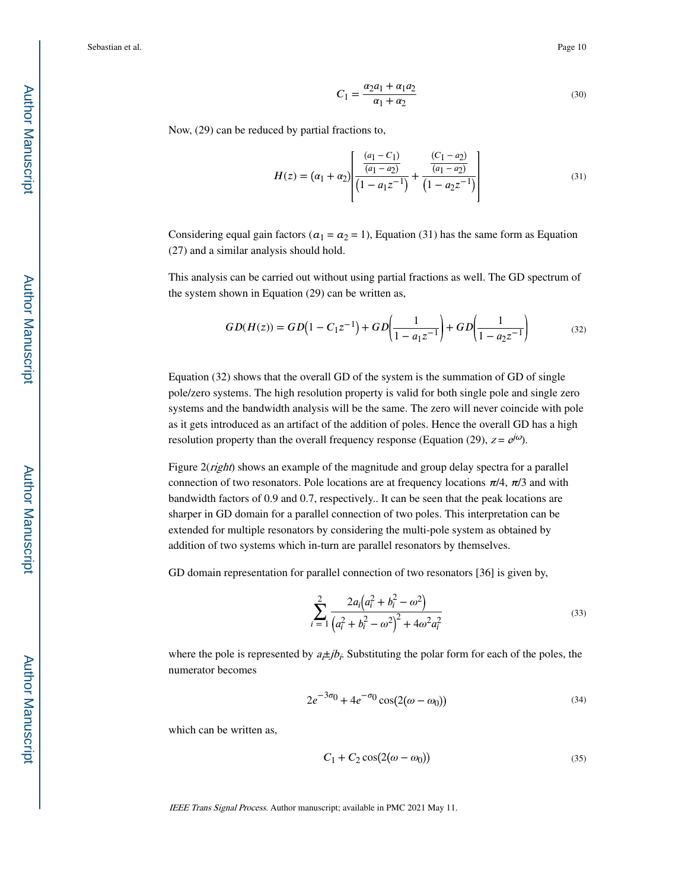$$C_1 = \frac{\alpha_2 a_1 + \alpha_1 a_2}{\alpha_1 + \alpha_2} \tag{30}$$

Now, (29) can be reduced by partial fractions to,

$$H(z) = (\alpha_1 + \alpha_2)\left[\frac{\frac{(a_1 - C_1)}{(a_1 - a_2)}}{\left(1 - a_1 z^{-1}\right)} + \frac{\frac{(C_1 - a_2)}{(a_1 - a_2)}}{\left(1 - a_2 z^{-1}\right)}\right] \tag{31}$$

Considering equal gain factors ($\alpha_1 = \alpha_2 = 1$), Equation (31) has the same form as Equation (27) and a similar analysis should hold.

This analysis can be carried out without using partial fractions as well. The GD spectrum of the system shown in Equation (29) can be written as,

$$GD(H(z)) = GD\left(1 - C_1 z^{-1}\right) + GD\left(\frac{1}{1 - a_1 z^{-1}}\right) + GD\left(\frac{1}{1 - a_2 z^{-1}}\right) \tag{32}$$

Equation (32) shows that the overall GD of the system is the summation of GD of single pole/zero systems. The high resolution property is valid for both single pole and single zero systems and the bandwidth analysis will be the same. The zero will never coincide with pole as it gets introduced as an artifact of the addition of poles. Hence the overall GD has a high resolution property than the overall frequency response (Equation (29), $z = e^{j\omega}$).

Figure 2(*right*) shows an example of the magnitude and group delay spectra for a parallel connection of two resonators. Pole locations are at frequency locations $\pi/4$, $\pi/3$ and with bandwidth factors of 0.9 and 0.7, respectively.. It can be seen that the peak locations are sharper in GD domain for a parallel connection of two poles. This interpretation can be extended for multiple resonators by considering the multi-pole system as obtained by addition of two systems which in-turn are parallel resonators by themselves.

GD domain representation for parallel connection of two resonators [36] is given by,

$$\sum_{i=1}^{2} \frac{2a_i\left(a_i^2 + b_i^2 - \omega^2\right)}{\left(a_i^2 + b_i^2 - \omega^2\right)^2 + 4\omega^2 a_i^2} \tag{33}$$

where the pole is represented by $a_i \pm jb_i$. Substituting the polar form for each of the poles, the numerator becomes

$$2e^{-3\sigma_0} + 4e^{-\sigma_0}\cos(2(\omega - \omega_0)) \tag{34}$$

which can be written as,

$$C_1 + C_2\cos(2(\omega - \omega_0)) \tag{35}$$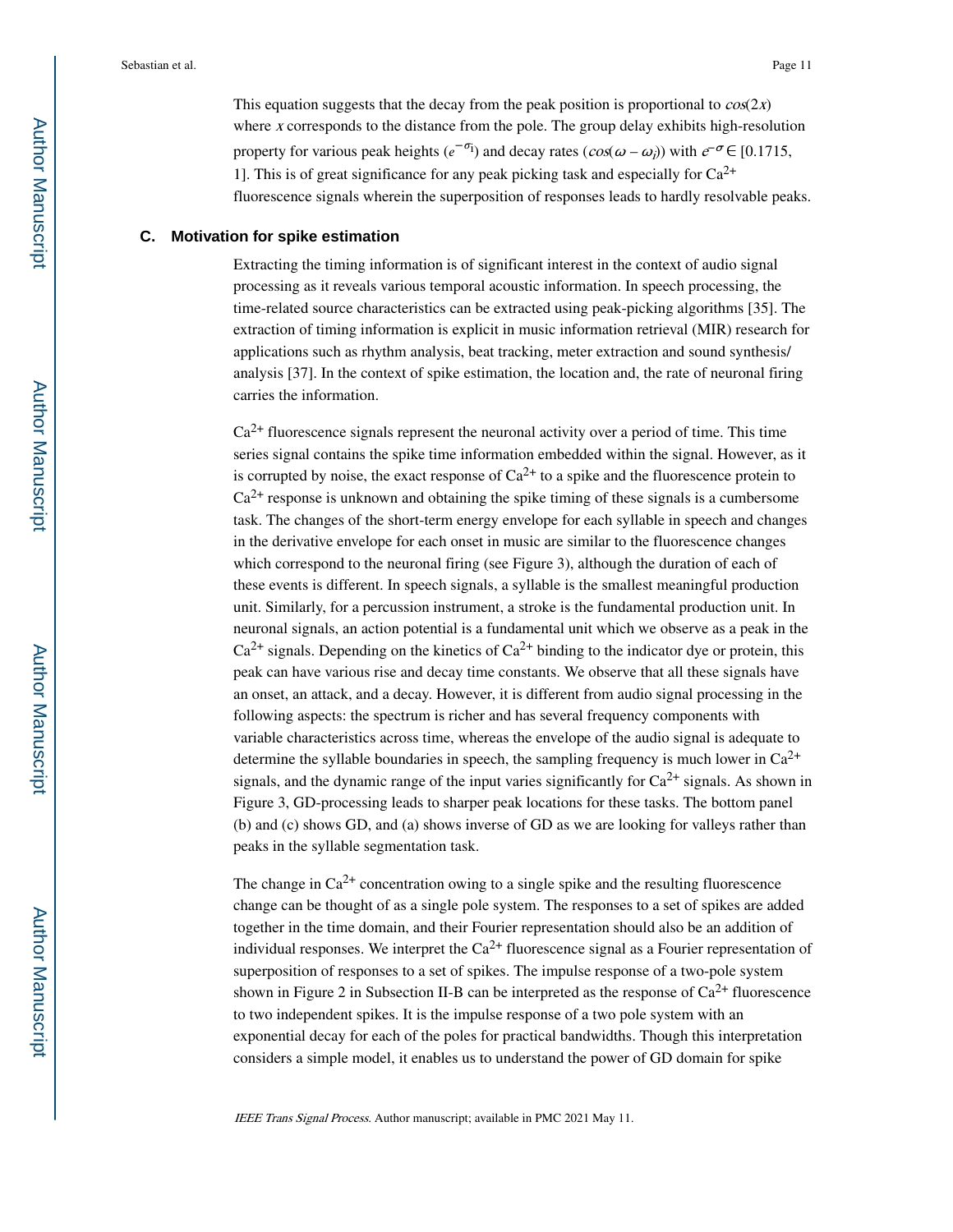This equation suggests that the decay from the peak position is proportional to $cos(2x)$ where $x$ corresponds to the distance from the pole. The group delay exhibits high-resolution property for various peak heights ($e^{-\sigma_i}$) and decay rates ($cos(\omega - \omega_i)$) with $e^{-\sigma} \in [0.1715, 1]$. This is of great significance for any peak picking task and especially for $Ca^{2+}$ fluorescence signals wherein the superposition of responses leads to hardly resolvable peaks.

### C. Motivation for spike estimation

Extracting the timing information is of significant interest in the context of audio signal processing as it reveals various temporal acoustic information. In speech processing, the time-related source characteristics can be extracted using peak-picking algorithms [35]. The extraction of timing information is explicit in music information retrieval (MIR) research for applications such as rhythm analysis, beat tracking, meter extraction and sound synthesis/analysis [37]. In the context of spike estimation, the location and, the rate of neuronal firing carries the information.

$Ca^{2+}$ fluorescence signals represent the neuronal activity over a period of time. This time series signal contains the spike time information embedded within the signal. However, as it is corrupted by noise, the exact response of $Ca^{2+}$ to a spike and the fluorescence protein to $Ca^{2+}$ response is unknown and obtaining the spike timing of these signals is a cumbersome task. The changes of the short-term energy envelope for each syllable in speech and changes in the derivative envelope for each onset in music are similar to the fluorescence changes which correspond to the neuronal firing (see Figure 3), although the duration of each of these events is different. In speech signals, a syllable is the smallest meaningful production unit. Similarly, for a percussion instrument, a stroke is the fundamental production unit. In neuronal signals, an action potential is a fundamental unit which we observe as a peak in the $Ca^{2+}$ signals. Depending on the kinetics of $Ca^{2+}$ binding to the indicator dye or protein, this peak can have various rise and decay time constants. We observe that all these signals have an onset, an attack, and a decay. However, it is different from audio signal processing in the following aspects: the spectrum is richer and has several frequency components with variable characteristics across time, whereas the envelope of the audio signal is adequate to determine the syllable boundaries in speech, the sampling frequency is much lower in $Ca^{2+}$ signals, and the dynamic range of the input varies significantly for $Ca^{2+}$ signals. As shown in Figure 3, GD-processing leads to sharper peak locations for these tasks. The bottom panel (b) and (c) shows GD, and (a) shows inverse of GD as we are looking for valleys rather than peaks in the syllable segmentation task.

The change in $Ca^{2+}$ concentration owing to a single spike and the resulting fluorescence change can be thought of as a single pole system. The responses to a set of spikes are added together in the time domain, and their Fourier representation should also be an addition of individual responses. We interpret the $Ca^{2+}$ fluorescence signal as a Fourier representation of superposition of responses to a set of spikes. The impulse response of a two-pole system shown in Figure 2 in Subsection II-B can be interpreted as the response of $Ca^{2+}$ fluorescence to two independent spikes. It is the impulse response of a two pole system with an exponential decay for each of the poles for practical bandwidths. Though this interpretation considers a simple model, it enables us to understand the power of GD domain for spike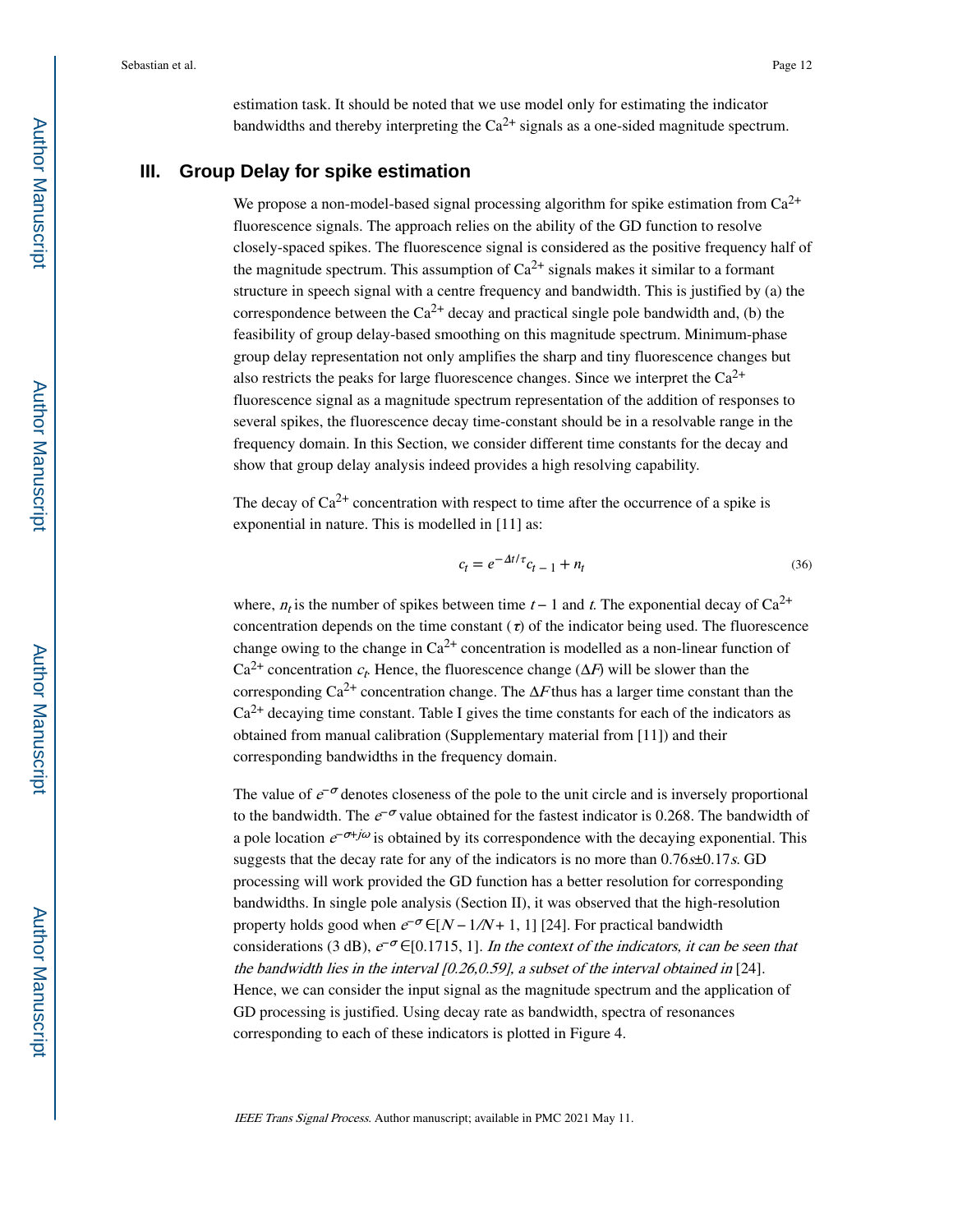estimation task. It should be noted that we use model only for estimating the indicator bandwidths and thereby interpreting the $Ca^{2+}$ signals as a one-sided magnitude spectrum.

## III. Group Delay for spike estimation

We propose a non-model-based signal processing algorithm for spike estimation from $Ca^{2+}$ fluorescence signals. The approach relies on the ability of the GD function to resolve closely-spaced spikes. The fluorescence signal is considered as the positive frequency half of the magnitude spectrum. This assumption of $Ca^{2+}$ signals makes it similar to a formant structure in speech signal with a centre frequency and bandwidth. This is justified by (a) the correspondence between the $Ca^{2+}$ decay and practical single pole bandwidth and, (b) the feasibility of group delay-based smoothing on this magnitude spectrum. Minimum-phase group delay representation not only amplifies the sharp and tiny fluorescence changes but also restricts the peaks for large fluorescence changes. Since we interpret the $Ca^{2+}$ fluorescence signal as a magnitude spectrum representation of the addition of responses to several spikes, the fluorescence decay time-constant should be in a resolvable range in the frequency domain. In this Section, we consider different time constants for the decay and show that group delay analysis indeed provides a high resolving capability.

The decay of $Ca^{2+}$ concentration with respect to time after the occurrence of a spike is exponential in nature. This is modelled in [11] as:

$$c_t = e^{-\Delta t/\tau} c_{t-1} + n_t \tag{36}$$

where, $n_t$ is the number of spikes between time $t-1$ and $t$. The exponential decay of $Ca^{2+}$ concentration depends on the time constant ($\tau$) of the indicator being used. The fluorescence change owing to the change in $Ca^{2+}$ concentration is modelled as a non-linear function of $Ca^{2+}$ concentration $c_t$. Hence, the fluorescence change ($\Delta F$) will be slower than the corresponding $Ca^{2+}$ concentration change. The $\Delta F$ thus has a larger time constant than the $Ca^{2+}$ decaying time constant. Table I gives the time constants for each of the indicators as obtained from manual calibration (Supplementary material from [11]) and their corresponding bandwidths in the frequency domain.

The value of $e^{-\sigma}$ denotes closeness of the pole to the unit circle and is inversely proportional to the bandwidth. The $e^{-\sigma}$ value obtained for the fastest indicator is 0.268. The bandwidth of a pole location $e^{-\sigma+j\omega}$ is obtained by its correspondence with the decaying exponential. This suggests that the decay rate for any of the indicators is no more than $0.76s \pm 0.17s$. GD processing will work provided the GD function has a better resolution for corresponding bandwidths. In single pole analysis (Section II), it was observed that the high-resolution property holds good when $e^{-\sigma} \in [N-1/N+1, 1]$ [24]. For practical bandwidth considerations (3 dB), $e^{-\sigma} \in [0.1715, 1]$. *In the context of the indicators, it can be seen that the bandwidth lies in the interval [0.26,0.59], a subset of the interval obtained in* [24]. Hence, we can consider the input signal as the magnitude spectrum and the application of GD processing is justified. Using decay rate as bandwidth, spectra of resonances corresponding to each of these indicators is plotted in Figure 4.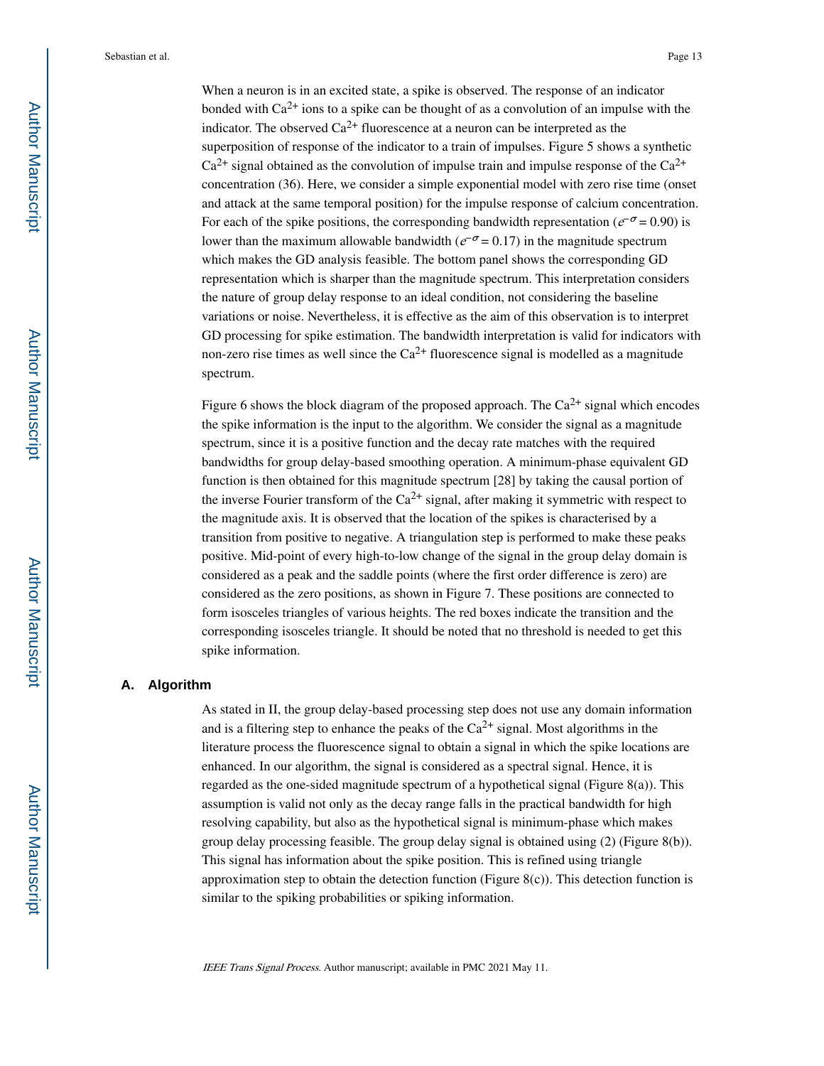When a neuron is in an excited state, a spike is observed. The response of an indicator bonded with $Ca^{2+}$ ions to a spike can be thought of as a convolution of an impulse with the indicator. The observed $Ca^{2+}$ fluorescence at a neuron can be interpreted as the superposition of response of the indicator to a train of impulses. Figure 5 shows a synthetic $Ca^{2+}$ signal obtained as the convolution of impulse train and impulse response of the $Ca^{2+}$ concentration (36). Here, we consider a simple exponential model with zero rise time (onset and attack at the same temporal position) for the impulse response of calcium concentration. For each of the spike positions, the corresponding bandwidth representation ($e^{-\sigma} = 0.90$) is lower than the maximum allowable bandwidth ($e^{-\sigma} = 0.17$) in the magnitude spectrum which makes the GD analysis feasible. The bottom panel shows the corresponding GD representation which is sharper than the magnitude spectrum. This interpretation considers the nature of group delay response to an ideal condition, not considering the baseline variations or noise. Nevertheless, it is effective as the aim of this observation is to interpret GD processing for spike estimation. The bandwidth interpretation is valid for indicators with non-zero rise times as well since the $Ca^{2+}$ fluorescence signal is modelled as a magnitude spectrum.

Figure 6 shows the block diagram of the proposed approach. The $Ca^{2+}$ signal which encodes the spike information is the input to the algorithm. We consider the signal as a magnitude spectrum, since it is a positive function and the decay rate matches with the required bandwidths for group delay-based smoothing operation. A minimum-phase equivalent GD function is then obtained for this magnitude spectrum [28] by taking the causal portion of the inverse Fourier transform of the $Ca^{2+}$ signal, after making it symmetric with respect to the magnitude axis. It is observed that the location of the spikes is characterised by a transition from positive to negative. A triangulation step is performed to make these peaks positive. Mid-point of every high-to-low change of the signal in the group delay domain is considered as a peak and the saddle points (where the first order difference is zero) are considered as the zero positions, as shown in Figure 7. These positions are connected to form isosceles triangles of various heights. The red boxes indicate the transition and the corresponding isosceles triangle. It should be noted that no threshold is needed to get this spike information.

### A. Algorithm

As stated in II, the group delay-based processing step does not use any domain information and is a filtering step to enhance the peaks of the $Ca^{2+}$ signal. Most algorithms in the literature process the fluorescence signal to obtain a signal in which the spike locations are enhanced. In our algorithm, the signal is considered as a spectral signal. Hence, it is regarded as the one-sided magnitude spectrum of a hypothetical signal (Figure 8(a)). This assumption is valid not only as the decay range falls in the practical bandwidth for high resolving capability, but also as the hypothetical signal is minimum-phase which makes group delay processing feasible. The group delay signal is obtained using (2) (Figure 8(b)). This signal has information about the spike position. This is refined using triangle approximation step to obtain the detection function (Figure 8(c)). This detection function is similar to the spiking probabilities or spiking information.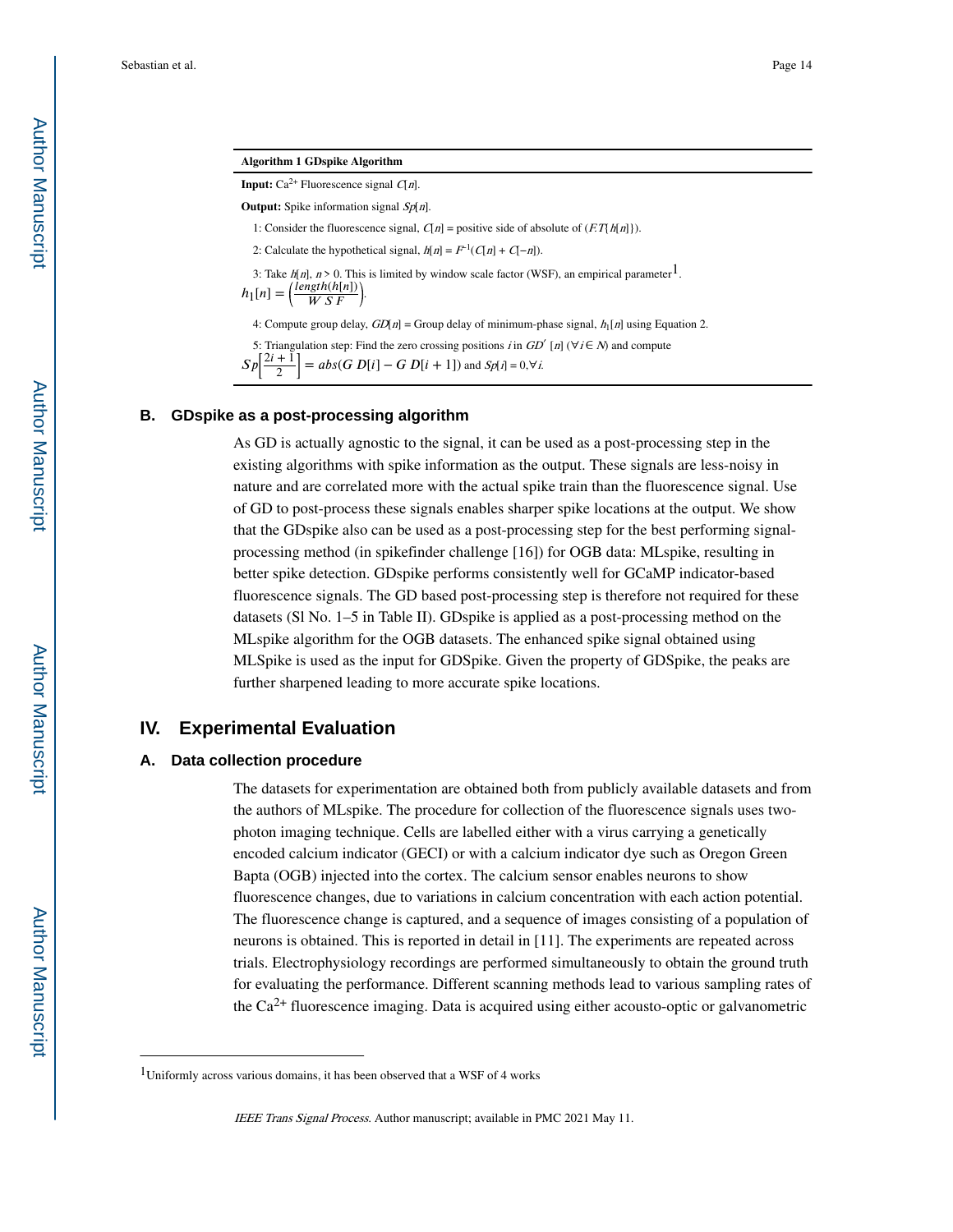**Algorithm 1 GDspike Algorithm**

**Input:** $Ca^{2+}$ Fluorescence signal $C[n]$.

**Output:** Spike information signal $Sp[n]$.

1: Consider the fluorescence signal, $C[n]$ = positive side of absolute of $(F.T\{h[n]\})$.

2: Calculate the hypothetical signal, $h[n] = F^{-1}(C[n] + C[-n])$.

3: Take $h[n]$, $n > 0$. This is limited by window scale factor (WSF), an empirical parameter[1].

$$h_1[n] = \left(\frac{length(h[n])}{WSF}\right).$$

4: Compute group delay, $GD[n]$ = Group delay of minimum-phase signal, $h_1[n]$ using Equation 2.

5: Triangulation step: Find the zero crossing positions $i$ in $GD'[n]$ $(\forall i \in N)$ and compute

$$Sp\left[\frac{2i+1}{2}\right] = abs(GD[i] - GD[i+1]) \text{ and } Sp[i] = 0, \forall i.$$

## B. GDspike as a post-processing algorithm

As GD is actually agnostic to the signal, it can be used as a post-processing step in the existing algorithms with spike information as the output. These signals are less-noisy in nature and are correlated more with the actual spike train than the fluorescence signal. Use of GD to post-process these signals enables sharper spike locations at the output. We show that the GDspike also can be used as a post-processing step for the best performing signal-processing method (in spikefinder challenge [16]) for OGB data: MLspike, resulting in better spike detection. GDspike performs consistently well for GCaMP indicator-based fluorescence signals. The GD based post-processing step is therefore not required for these datasets (Sl No. 1–5 in Table II). GDspike is applied as a post-processing method on the MLspike algorithm for the OGB datasets. The enhanced spike signal obtained using MLSpike is used as the input for GDSpike. Given the property of GDSpike, the peaks are further sharpened leading to more accurate spike locations.

# IV. Experimental Evaluation

## A. Data collection procedure

The datasets for experimentation are obtained both from publicly available datasets and from the authors of MLspike. The procedure for collection of the fluorescence signals uses two-photon imaging technique. Cells are labelled either with a virus carrying a genetically encoded calcium indicator (GECI) or with a calcium indicator dye such as Oregon Green Bapta (OGB) injected into the cortex. The calcium sensor enables neurons to show fluorescence changes, due to variations in calcium concentration with each action potential. The fluorescence change is captured, and a sequence of images consisting of a population of neurons is obtained. This is reported in detail in [11]. The experiments are repeated across trials. Electrophysiology recordings are performed simultaneously to obtain the ground truth for evaluating the performance. Different scanning methods lead to various sampling rates of the $Ca^{2+}$ fluorescence imaging. Data is acquired using either acousto-optic or galvanometric

[1]Uniformly across various domains, it has been observed that a WSF of 4 works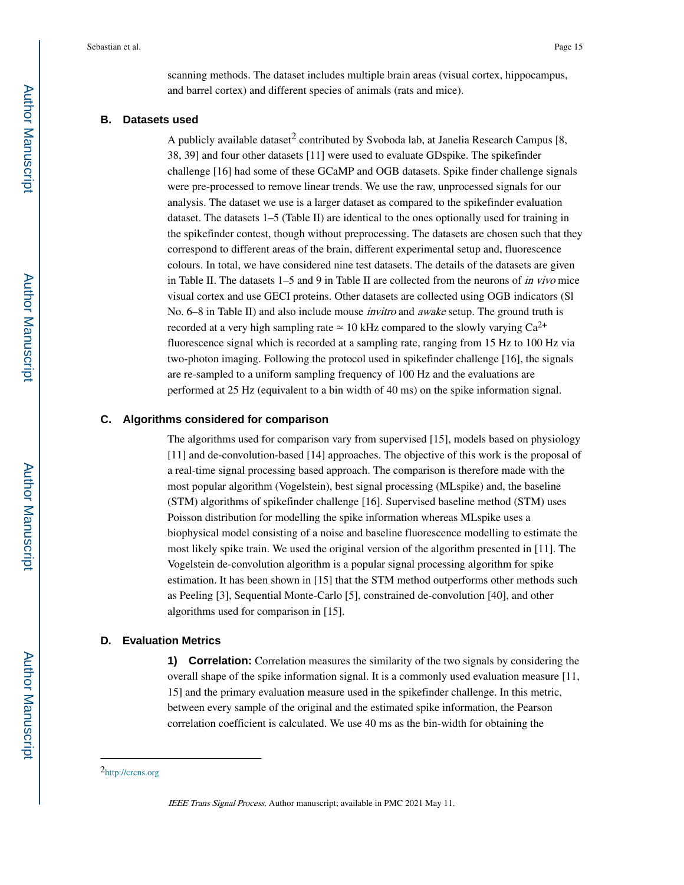scanning methods. The dataset includes multiple brain areas (visual cortex, hippocampus, and barrel cortex) and different species of animals (rats and mice).

### B. Datasets used

A publicly available dataset[2] contributed by Svoboda lab, at Janelia Research Campus [8, 38, 39] and four other datasets [11] were used to evaluate GDspike. The spikefinder challenge [16] had some of these GCaMP and OGB datasets. Spike finder challenge signals were pre-processed to remove linear trends. We use the raw, unprocessed signals for our analysis. The dataset we use is a larger dataset as compared to the spikefinder evaluation dataset. The datasets 1–5 (Table II) are identical to the ones optionally used for training in the spikefinder contest, though without preprocessing. The datasets are chosen such that they correspond to different areas of the brain, different experimental setup and, fluorescence colours. In total, we have considered nine test datasets. The details of the datasets are given in Table II. The datasets 1–5 and 9 in Table II are collected from the neurons of *in vivo* mice visual cortex and use GECI proteins. Other datasets are collected using OGB indicators (Sl No. 6–8 in Table II) and also include mouse *invitro* and *awake* setup. The ground truth is recorded at a very high sampling rate ≃ 10 kHz compared to the slowly varying $Ca^{2+}$ fluorescence signal which is recorded at a sampling rate, ranging from 15 Hz to 100 Hz via two-photon imaging. Following the protocol used in spikefinder challenge [16], the signals are re-sampled to a uniform sampling frequency of 100 Hz and the evaluations are performed at 25 Hz (equivalent to a bin width of 40 ms) on the spike information signal.

### C. Algorithms considered for comparison

The algorithms used for comparison vary from supervised [15], models based on physiology [11] and de-convolution-based [14] approaches. The objective of this work is the proposal of a real-time signal processing based approach. The comparison is therefore made with the most popular algorithm (Vogelstein), best signal processing (MLspike) and, the baseline (STM) algorithms of spikefinder challenge [16]. Supervised baseline method (STM) uses Poisson distribution for modelling the spike information whereas MLspike uses a biophysical model consisting of a noise and baseline fluorescence modelling to estimate the most likely spike train. We used the original version of the algorithm presented in [11]. The Vogelstein de-convolution algorithm is a popular signal processing algorithm for spike estimation. It has been shown in [15] that the STM method outperforms other methods such as Peeling [3], Sequential Monte-Carlo [5], constrained de-convolution [40], and other algorithms used for comparison in [15].

### D. Evaluation Metrics

**1) Correlation:** Correlation measures the similarity of the two signals by considering the overall shape of the spike information signal. It is a commonly used evaluation measure [11, 15] and the primary evaluation measure used in the spikefinder challenge. In this metric, between every sample of the original and the estimated spike information, the Pearson correlation coefficient is calculated. We use 40 ms as the bin-width for obtaining the

[2] http://crcns.org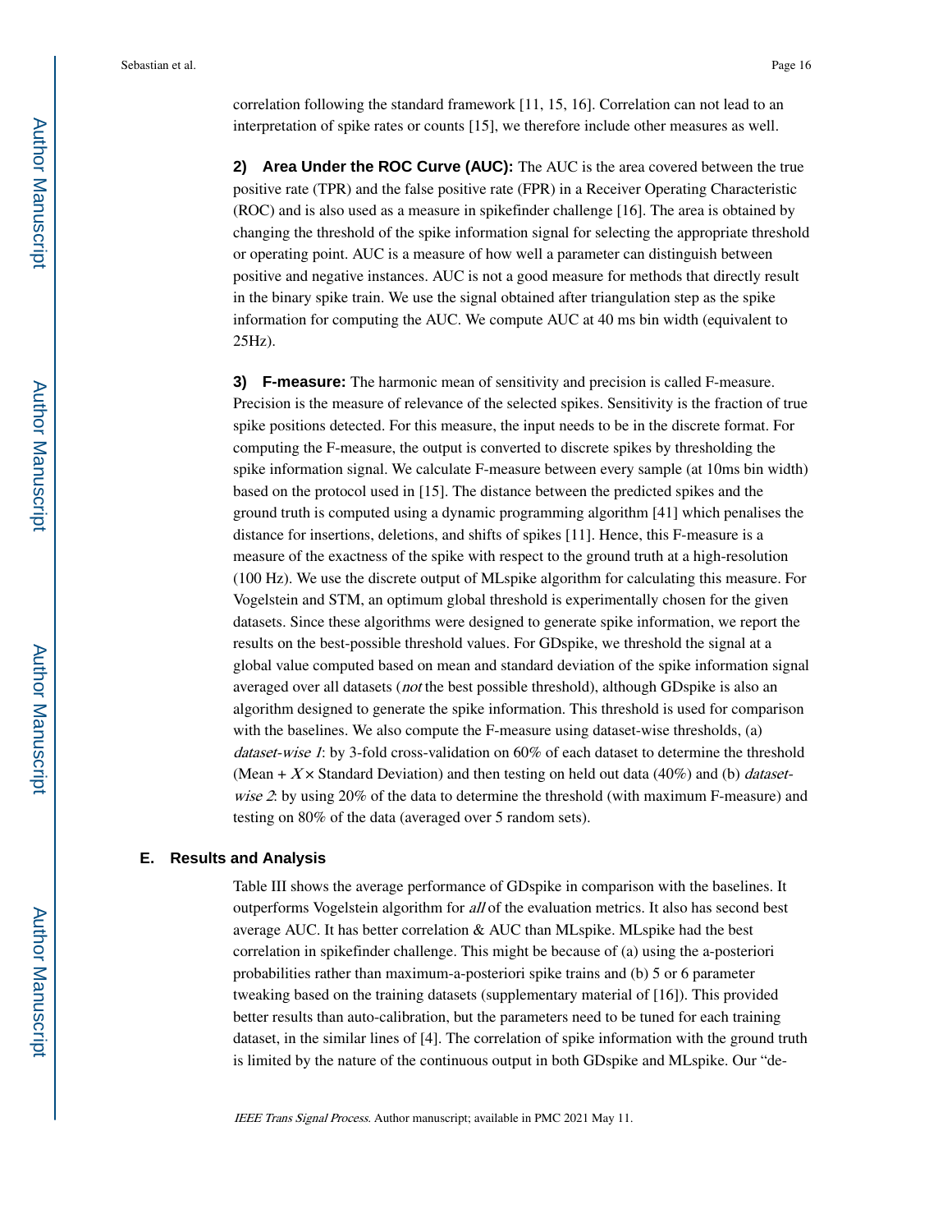correlation following the standard framework [11, 15, 16]. Correlation can not lead to an interpretation of spike rates or counts [15], we therefore include other measures as well.

**2) Area Under the ROC Curve (AUC):** The AUC is the area covered between the true positive rate (TPR) and the false positive rate (FPR) in a Receiver Operating Characteristic (ROC) and is also used as a measure in spikefinder challenge [16]. The area is obtained by changing the threshold of the spike information signal for selecting the appropriate threshold or operating point. AUC is a measure of how well a parameter can distinguish between positive and negative instances. AUC is not a good measure for methods that directly result in the binary spike train. We use the signal obtained after triangulation step as the spike information for computing the AUC. We compute AUC at 40 ms bin width (equivalent to 25Hz).

**3) F-measure:** The harmonic mean of sensitivity and precision is called F-measure. Precision is the measure of relevance of the selected spikes. Sensitivity is the fraction of true spike positions detected. For this measure, the input needs to be in the discrete format. For computing the F-measure, the output is converted to discrete spikes by thresholding the spike information signal. We calculate F-measure between every sample (at 10ms bin width) based on the protocol used in [15]. The distance between the predicted spikes and the ground truth is computed using a dynamic programming algorithm [41] which penalises the distance for insertions, deletions, and shifts of spikes [11]. Hence, this F-measure is a measure of the exactness of the spike with respect to the ground truth at a high-resolution (100 Hz). We use the discrete output of MLspike algorithm for calculating this measure. For Vogelstein and STM, an optimum global threshold is experimentally chosen for the given datasets. Since these algorithms were designed to generate spike information, we report the results on the best-possible threshold values. For GDspike, we threshold the signal at a global value computed based on mean and standard deviation of the spike information signal averaged over all datasets (*not* the best possible threshold), although GDspike is also an algorithm designed to generate the spike information. This threshold is used for comparison with the baselines. We also compute the F-measure using dataset-wise thresholds, (a) *dataset-wise 1*: by 3-fold cross-validation on 60% of each dataset to determine the threshold (Mean + $X \times$ Standard Deviation) and then testing on held out data (40%) and (b) *dataset-wise 2*: by using 20% of the data to determine the threshold (with maximum F-measure) and testing on 80% of the data (averaged over 5 random sets).

### E. Results and Analysis

Table III shows the average performance of GDspike in comparison with the baselines. It outperforms Vogelstein algorithm for *all* of the evaluation metrics. It also has second best average AUC. It has better correlation & AUC than MLspike. MLspike had the best correlation in spikefinder challenge. This might be because of (a) using the a-posteriori probabilities rather than maximum-a-posteriori spike trains and (b) 5 or 6 parameter tweaking based on the training datasets (supplementary material of [16]). This provided better results than auto-calibration, but the parameters need to be tuned for each training dataset, in the similar lines of [4]. The correlation of spike information with the ground truth is limited by the nature of the continuous output in both GDspike and MLspike. Our "de-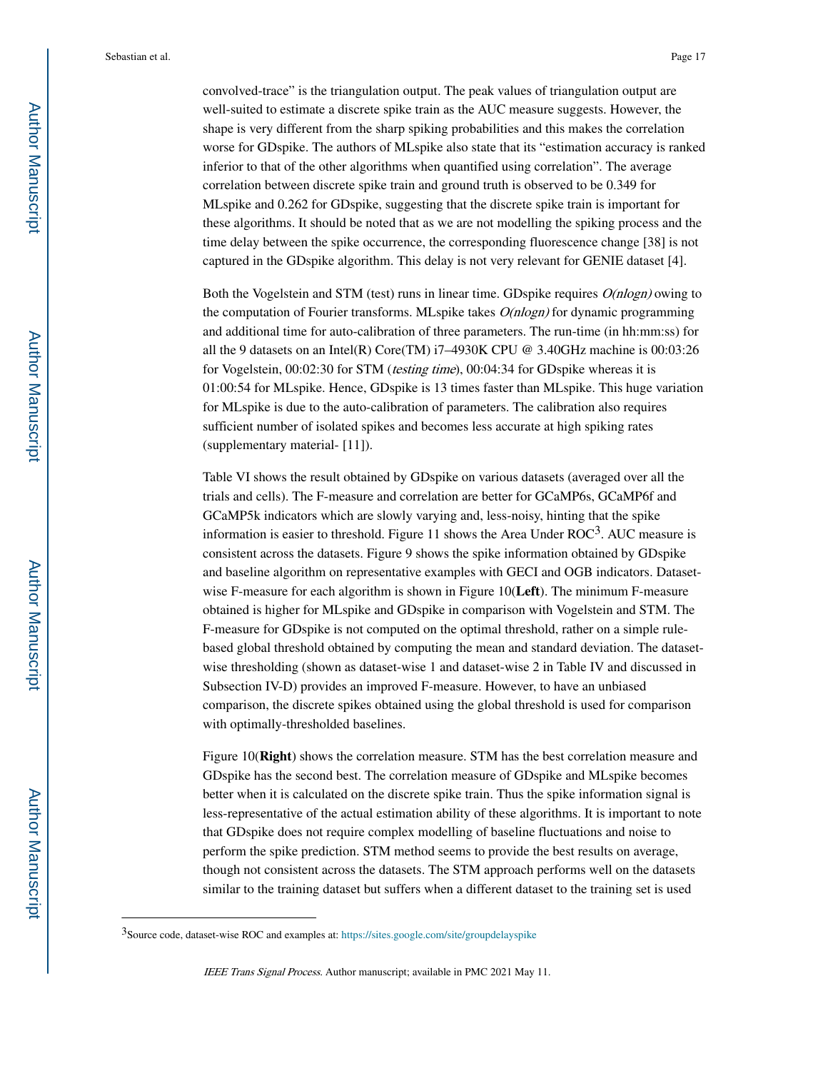convolved-trace" is the triangulation output. The peak values of triangulation output are well-suited to estimate a discrete spike train as the AUC measure suggests. However, the shape is very different from the sharp spiking probabilities and this makes the correlation worse for GDspike. The authors of MLspike also state that its "estimation accuracy is ranked inferior to that of the other algorithms when quantified using correlation". The average correlation between discrete spike train and ground truth is observed to be 0.349 for MLspike and 0.262 for GDspike, suggesting that the discrete spike train is important for these algorithms. It should be noted that as we are not modelling the spiking process and the time delay between the spike occurrence, the corresponding fluorescence change [38] is not captured in the GDspike algorithm. This delay is not very relevant for GENIE dataset [4].

Both the Vogelstein and STM (test) runs in linear time. GDspike requires *O(nlogn)* owing to the computation of Fourier transforms. MLspike takes *O(nlogn)* for dynamic programming and additional time for auto-calibration of three parameters. The run-time (in hh:mm:ss) for all the 9 datasets on an Intel(R) Core(TM) i7–4930K CPU @ 3.40GHz machine is 00:03:26 for Vogelstein, 00:02:30 for STM (*testing time*), 00:04:34 for GDspike whereas it is 01:00:54 for MLspike. Hence, GDspike is 13 times faster than MLspike. This huge variation for MLspike is due to the auto-calibration of parameters. The calibration also requires sufficient number of isolated spikes and becomes less accurate at high spiking rates (supplementary material- [11]).

Table VI shows the result obtained by GDspike on various datasets (averaged over all the trials and cells). The F-measure and correlation are better for GCaMP6s, GCaMP6f and GCaMP5k indicators which are slowly varying and, less-noisy, hinting that the spike information is easier to threshold. Figure 11 shows the Area Under ROC[3]. AUC measure is consistent across the datasets. Figure 9 shows the spike information obtained by GDspike and baseline algorithm on representative examples with GECI and OGB indicators. Dataset-wise F-measure for each algorithm is shown in Figure 10(**Left**). The minimum F-measure obtained is higher for MLspike and GDspike in comparison with Vogelstein and STM. The F-measure for GDspike is not computed on the optimal threshold, rather on a simple rule-based global threshold obtained by computing the mean and standard deviation. The dataset-wise thresholding (shown as dataset-wise 1 and dataset-wise 2 in Table IV and discussed in Subsection IV-D) provides an improved F-measure. However, to have an unbiased comparison, the discrete spikes obtained using the global threshold is used for comparison with optimally-thresholded baselines.

Figure 10(**Right**) shows the correlation measure. STM has the best correlation measure and GDspike has the second best. The correlation measure of GDspike and MLspike becomes better when it is calculated on the discrete spike train. Thus the spike information signal is less-representative of the actual estimation ability of these algorithms. It is important to note that GDspike does not require complex modelling of baseline fluctuations and noise to perform the spike prediction. STM method seems to provide the best results on average, though not consistent across the datasets. The STM approach performs well on the datasets similar to the training dataset but suffers when a different dataset to the training set is used

[3]Source code, dataset-wise ROC and examples at: https://sites.google.com/site/groupdelayspike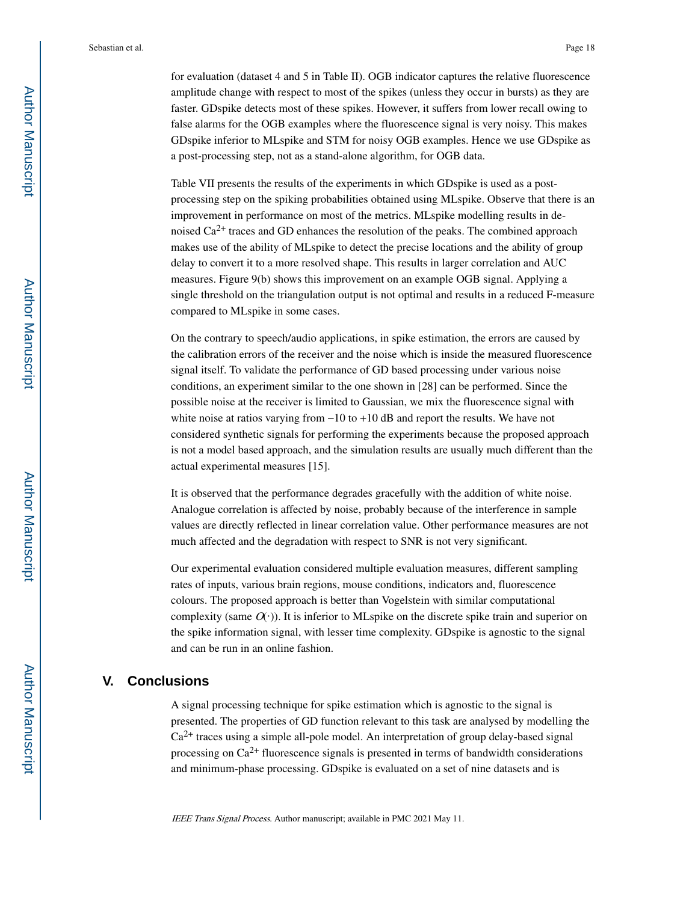for evaluation (dataset 4 and 5 in Table II). OGB indicator captures the relative fluorescence amplitude change with respect to most of the spikes (unless they occur in bursts) as they are faster. GDspike detects most of these spikes. However, it suffers from lower recall owing to false alarms for the OGB examples where the fluorescence signal is very noisy. This makes GDspike inferior to MLspike and STM for noisy OGB examples. Hence we use GDspike as a post-processing step, not as a stand-alone algorithm, for OGB data.

Table VII presents the results of the experiments in which GDspike is used as a post-processing step on the spiking probabilities obtained using MLspike. Observe that there is an improvement in performance on most of the metrics. MLspike modelling results in de-noised $Ca^{2+}$ traces and GD enhances the resolution of the peaks. The combined approach makes use of the ability of MLspike to detect the precise locations and the ability of group delay to convert it to a more resolved shape. This results in larger correlation and AUC measures. Figure 9(b) shows this improvement on an example OGB signal. Applying a single threshold on the triangulation output is not optimal and results in a reduced F-measure compared to MLspike in some cases.

On the contrary to speech/audio applications, in spike estimation, the errors are caused by the calibration errors of the receiver and the noise which is inside the measured fluorescence signal itself. To validate the performance of GD based processing under various noise conditions, an experiment similar to the one shown in [28] can be performed. Since the possible noise at the receiver is limited to Gaussian, we mix the fluorescence signal with white noise at ratios varying from −10 to +10 dB and report the results. We have not considered synthetic signals for performing the experiments because the proposed approach is not a model based approach, and the simulation results are usually much different than the actual experimental measures [15].

It is observed that the performance degrades gracefully with the addition of white noise. Analogue correlation is affected by noise, probably because of the interference in sample values are directly reflected in linear correlation value. Other performance measures are not much affected and the degradation with respect to SNR is not very significant.

Our experimental evaluation considered multiple evaluation measures, different sampling rates of inputs, various brain regions, mouse conditions, indicators and, fluorescence colours. The proposed approach is better than Vogelstein with similar computational complexity (same $O(\cdot)$). It is inferior to MLspike on the discrete spike train and superior on the spike information signal, with lesser time complexity. GDspike is agnostic to the signal and can be run in an online fashion.

## V. Conclusions

A signal processing technique for spike estimation which is agnostic to the signal is presented. The properties of GD function relevant to this task are analysed by modelling the $Ca^{2+}$ traces using a simple all-pole model. An interpretation of group delay-based signal processing on $Ca^{2+}$ fluorescence signals is presented in terms of bandwidth considerations and minimum-phase processing. GDspike is evaluated on a set of nine datasets and is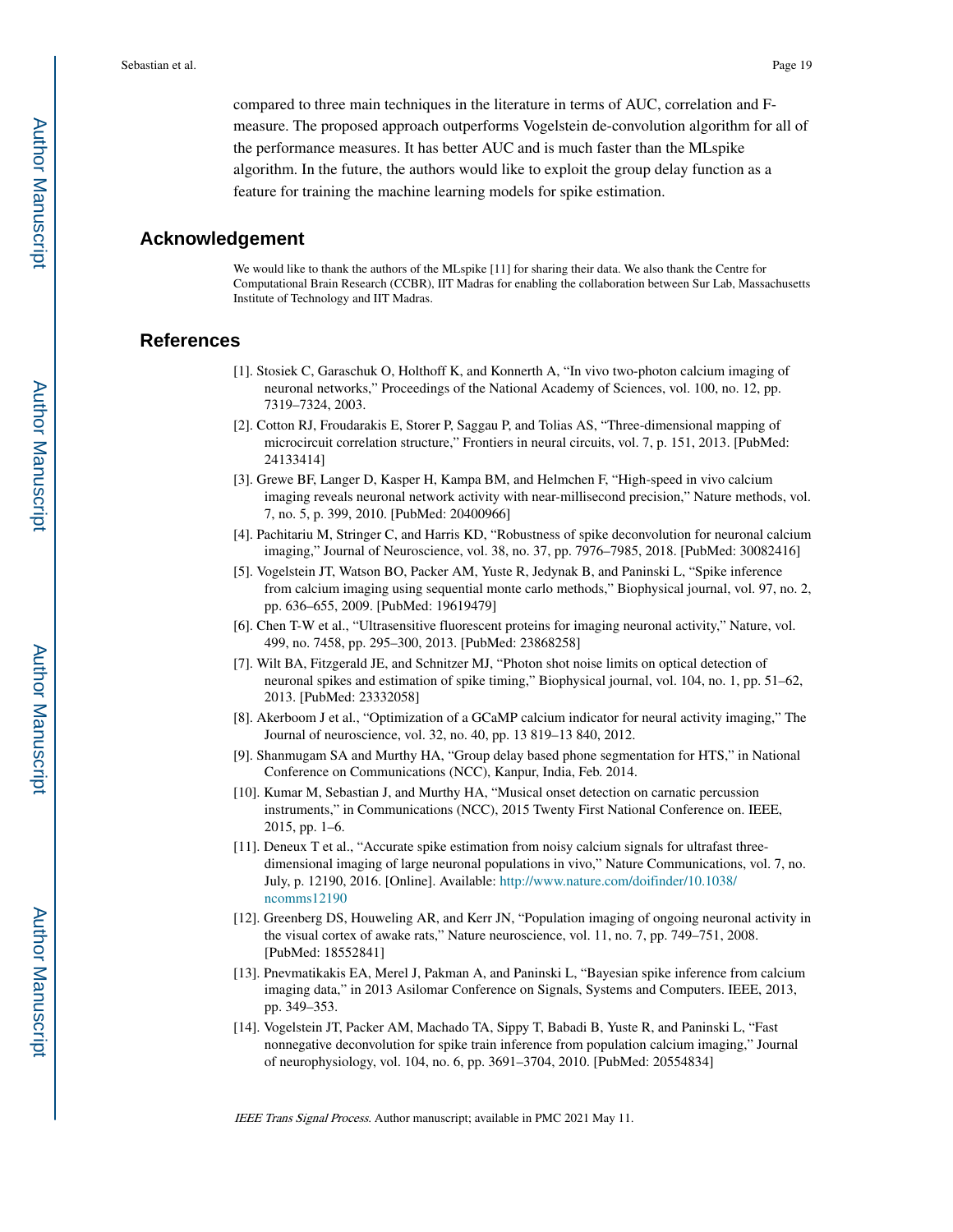compared to three main techniques in the literature in terms of AUC, correlation and F-measure. The proposed approach outperforms Vogelstein de-convolution algorithm for all of the performance measures. It has better AUC and is much faster than the MLspike algorithm. In the future, the authors would like to exploit the group delay function as a feature for training the machine learning models for spike estimation.

## Acknowledgement

We would like to thank the authors of the MLspike [11] for sharing their data. We also thank the Centre for Computational Brain Research (CCBR), IIT Madras for enabling the collaboration between Sur Lab, Massachusetts Institute of Technology and IIT Madras.

## References

[1]. Stosiek C, Garaschuk O, Holthoff K, and Konnerth A, "In vivo two-photon calcium imaging of neuronal networks," Proceedings of the National Academy of Sciences, vol. 100, no. 12, pp. 7319–7324, 2003.

[2]. Cotton RJ, Froudarakis E, Storer P, Saggau P, and Tolias AS, "Three-dimensional mapping of microcircuit correlation structure," Frontiers in neural circuits, vol. 7, p. 151, 2013. [PubMed: 24133414]

[3]. Grewe BF, Langer D, Kasper H, Kampa BM, and Helmchen F, "High-speed in vivo calcium imaging reveals neuronal network activity with near-millisecond precision," Nature methods, vol. 7, no. 5, p. 399, 2010. [PubMed: 20400966]

[4]. Pachitariu M, Stringer C, and Harris KD, "Robustness of spike deconvolution for neuronal calcium imaging," Journal of Neuroscience, vol. 38, no. 37, pp. 7976–7985, 2018. [PubMed: 30082416]

[5]. Vogelstein JT, Watson BO, Packer AM, Yuste R, Jedynak B, and Paninski L, "Spike inference from calcium imaging using sequential monte carlo methods," Biophysical journal, vol. 97, no. 2, pp. 636–655, 2009. [PubMed: 19619479]

[6]. Chen T-W et al., "Ultrasensitive fluorescent proteins for imaging neuronal activity," Nature, vol. 499, no. 7458, pp. 295–300, 2013. [PubMed: 23868258]

[7]. Wilt BA, Fitzgerald JE, and Schnitzer MJ, "Photon shot noise limits on optical detection of neuronal spikes and estimation of spike timing," Biophysical journal, vol. 104, no. 1, pp. 51–62, 2013. [PubMed: 23332058]

[8]. Akerboom J et al., "Optimization of a GCaMP calcium indicator for neural activity imaging," The Journal of neuroscience, vol. 32, no. 40, pp. 13 819–13 840, 2012.

[9]. Shanmugam SA and Murthy HA, "Group delay based phone segmentation for HTS," in National Conference on Communications (NCC), Kanpur, India, Feb. 2014.

[10]. Kumar M, Sebastian J, and Murthy HA, "Musical onset detection on carnatic percussion instruments," in Communications (NCC), 2015 Twenty First National Conference on. IEEE, 2015, pp. 1–6.

[11]. Deneux T et al., "Accurate spike estimation from noisy calcium signals for ultrafast three-dimensional imaging of large neuronal populations in vivo," Nature Communications, vol. 7, no. July, p. 12190, 2016. [Online]. Available: http://www.nature.com/doifinder/10.1038/ncomms12190

[12]. Greenberg DS, Houweling AR, and Kerr JN, "Population imaging of ongoing neuronal activity in the visual cortex of awake rats," Nature neuroscience, vol. 11, no. 7, pp. 749–751, 2008. [PubMed: 18552841]

[13]. Pnevmatikakis EA, Merel J, Pakman A, and Paninski L, "Bayesian spike inference from calcium imaging data," in 2013 Asilomar Conference on Signals, Systems and Computers. IEEE, 2013, pp. 349–353.

[14]. Vogelstein JT, Packer AM, Machado TA, Sippy T, Babadi B, Yuste R, and Paninski L, "Fast nonnegative deconvolution for spike train inference from population calcium imaging," Journal of neurophysiology, vol. 104, no. 6, pp. 3691–3704, 2010. [PubMed: 20554834]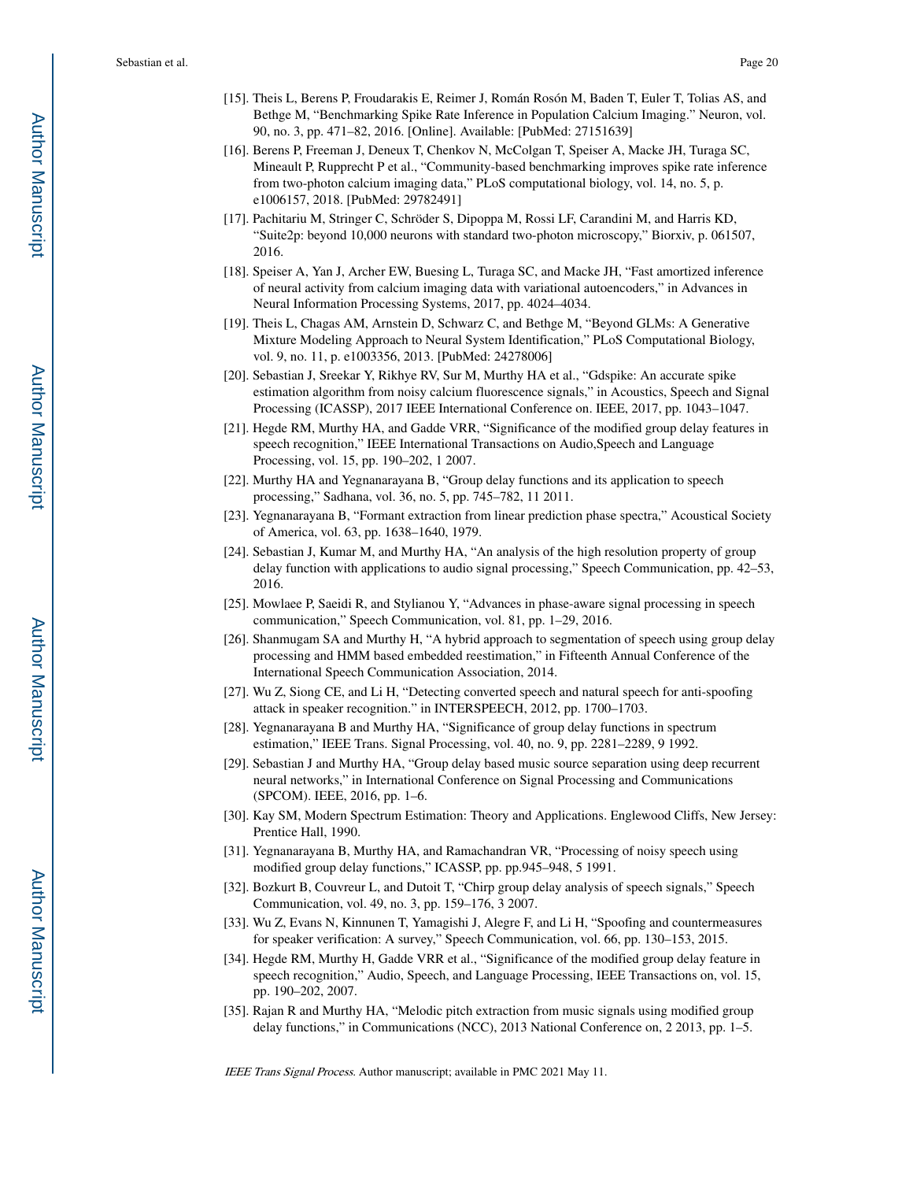[15]. Theis L, Berens P, Froudarakis E, Reimer J, Román Rosón M, Baden T, Euler T, Tolias AS, and Bethge M, "Benchmarking Spike Rate Inference in Population Calcium Imaging." Neuron, vol. 90, no. 3, pp. 471–82, 2016. [Online]. Available: [PubMed: 27151639]

[16]. Berens P, Freeman J, Deneux T, Chenkov N, McColgan T, Speiser A, Macke JH, Turaga SC, Mineault P, Rupprecht P et al., "Community-based benchmarking improves spike rate inference from two-photon calcium imaging data," PLoS computational biology, vol. 14, no. 5, p. e1006157, 2018. [PubMed: 29782491]

[17]. Pachitariu M, Stringer C, Schröder S, Dipoppa M, Rossi LF, Carandini M, and Harris KD, "Suite2p: beyond 10,000 neurons with standard two-photon microscopy," Biorxiv, p. 061507, 2016.

[18]. Speiser A, Yan J, Archer EW, Buesing L, Turaga SC, and Macke JH, "Fast amortized inference of neural activity from calcium imaging data with variational autoencoders," in Advances in Neural Information Processing Systems, 2017, pp. 4024–4034.

[19]. Theis L, Chagas AM, Arnstein D, Schwarz C, and Bethge M, "Beyond GLMs: A Generative Mixture Modeling Approach to Neural System Identification," PLoS Computational Biology, vol. 9, no. 11, p. e1003356, 2013. [PubMed: 24278006]

[20]. Sebastian J, Sreekar Y, Rikhye RV, Sur M, Murthy HA et al., "Gdspike: An accurate spike estimation algorithm from noisy calcium fluorescence signals," in Acoustics, Speech and Signal Processing (ICASSP), 2017 IEEE International Conference on. IEEE, 2017, pp. 1043–1047.

[21]. Hegde RM, Murthy HA, and Gadde VRR, "Significance of the modified group delay features in speech recognition," IEEE International Transactions on Audio,Speech and Language Processing, vol. 15, pp. 190–202, 1 2007.

[22]. Murthy HA and Yegnanarayana B, "Group delay functions and its application to speech processing," Sadhana, vol. 36, no. 5, pp. 745–782, 11 2011.

[23]. Yegnanarayana B, "Formant extraction from linear prediction phase spectra," Acoustical Society of America, vol. 63, pp. 1638–1640, 1979.

[24]. Sebastian J, Kumar M, and Murthy HA, "An analysis of the high resolution property of group delay function with applications to audio signal processing," Speech Communication, pp. 42–53, 2016.

[25]. Mowlaee P, Saeidi R, and Stylianou Y, "Advances in phase-aware signal processing in speech communication," Speech Communication, vol. 81, pp. 1–29, 2016.

[26]. Shanmugam SA and Murthy H, "A hybrid approach to segmentation of speech using group delay processing and HMM based embedded reestimation," in Fifteenth Annual Conference of the International Speech Communication Association, 2014.

[27]. Wu Z, Siong CE, and Li H, "Detecting converted speech and natural speech for anti-spoofing attack in speaker recognition." in INTERSPEECH, 2012, pp. 1700–1703.

[28]. Yegnanarayana B and Murthy HA, "Significance of group delay functions in spectrum estimation," IEEE Trans. Signal Processing, vol. 40, no. 9, pp. 2281–2289, 9 1992.

[29]. Sebastian J and Murthy HA, "Group delay based music source separation using deep recurrent neural networks," in International Conference on Signal Processing and Communications (SPCOM). IEEE, 2016, pp. 1–6.

[30]. Kay SM, Modern Spectrum Estimation: Theory and Applications. Englewood Cliffs, New Jersey: Prentice Hall, 1990.

[31]. Yegnanarayana B, Murthy HA, and Ramachandran VR, "Processing of noisy speech using modified group delay functions," ICASSP, pp. pp.945–948, 5 1991.

[32]. Bozkurt B, Couvreur L, and Dutoit T, "Chirp group delay analysis of speech signals," Speech Communication, vol. 49, no. 3, pp. 159–176, 3 2007.

[33]. Wu Z, Evans N, Kinnunen T, Yamagishi J, Alegre F, and Li H, "Spoofing and countermeasures for speaker verification: A survey," Speech Communication, vol. 66, pp. 130–153, 2015.

[34]. Hegde RM, Murthy H, Gadde VRR et al., "Significance of the modified group delay feature in speech recognition," Audio, Speech, and Language Processing, IEEE Transactions on, vol. 15, pp. 190–202, 2007.

[35]. Rajan R and Murthy HA, "Melodic pitch extraction from music signals using modified group delay functions," in Communications (NCC), 2013 National Conference on, 2 2013, pp. 1–5.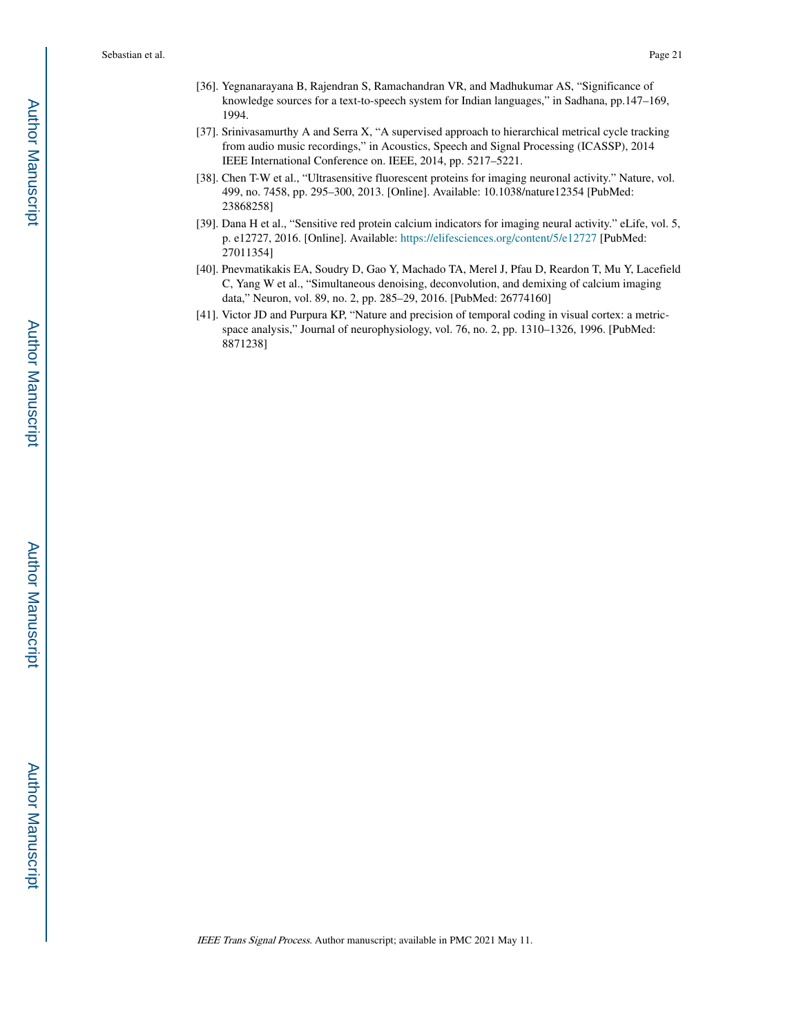[36]. Yegnanarayana B, Rajendran S, Ramachandran VR, and Madhukumar AS, "Significance of knowledge sources for a text-to-speech system for Indian languages," in Sadhana, pp.147–169, 1994.

[37]. Srinivasamurthy A and Serra X, "A supervised approach to hierarchical metrical cycle tracking from audio music recordings," in Acoustics, Speech and Signal Processing (ICASSP), 2014 IEEE International Conference on. IEEE, 2014, pp. 5217–5221.

[38]. Chen T-W et al., "Ultrasensitive fluorescent proteins for imaging neuronal activity." Nature, vol. 499, no. 7458, pp. 295–300, 2013. [Online]. Available: 10.1038/nature12354 [PubMed: 23868258]

[39]. Dana H et al., "Sensitive red protein calcium indicators for imaging neural activity." eLife, vol. 5, p. e12727, 2016. [Online]. Available: https://elifesciences.org/content/5/e12727 [PubMed: 27011354]

[40]. Pnevmatikakis EA, Soudry D, Gao Y, Machado TA, Merel J, Pfau D, Reardon T, Mu Y, Lacefield C, Yang W et al., "Simultaneous denoising, deconvolution, and demixing of calcium imaging data," Neuron, vol. 89, no. 2, pp. 285–29, 2016. [PubMed: 26774160]

[41]. Victor JD and Purpura KP, "Nature and precision of temporal coding in visual cortex: a metric-space analysis," Journal of neurophysiology, vol. 76, no. 2, pp. 1310–1326, 1996. [PubMed: 8871238]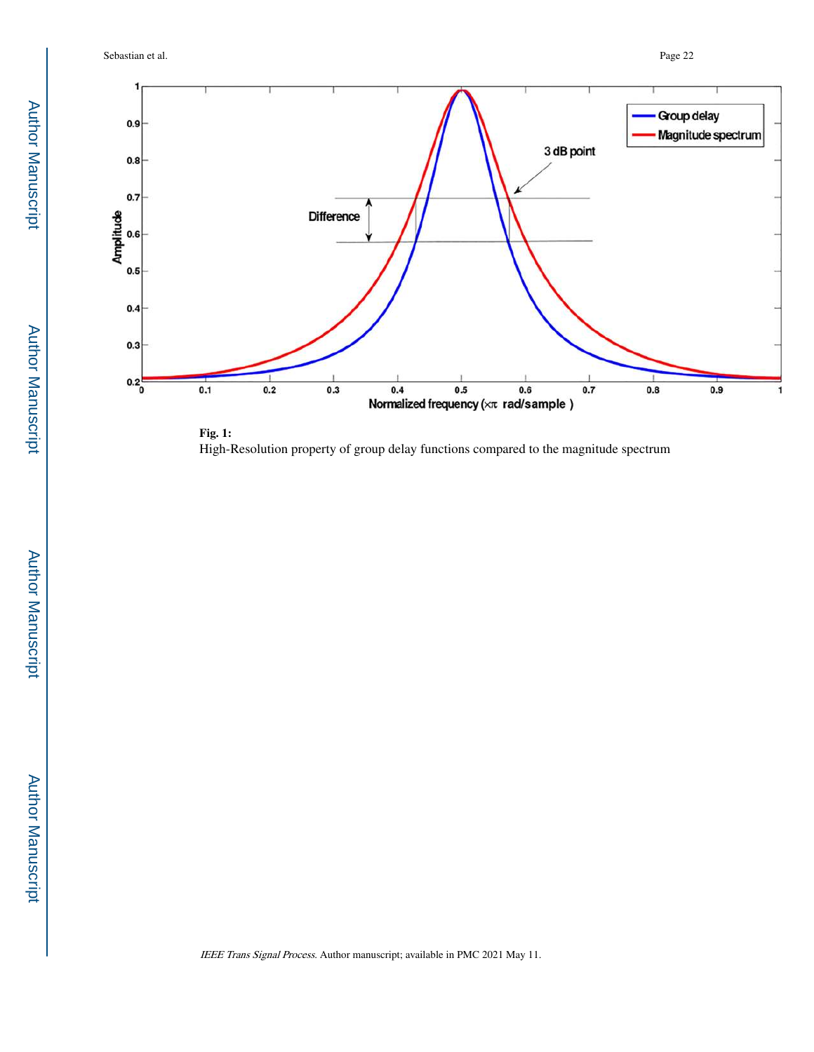**Fig. 1:**

High-Resolution property of group delay functions compared to the magnitude spectrum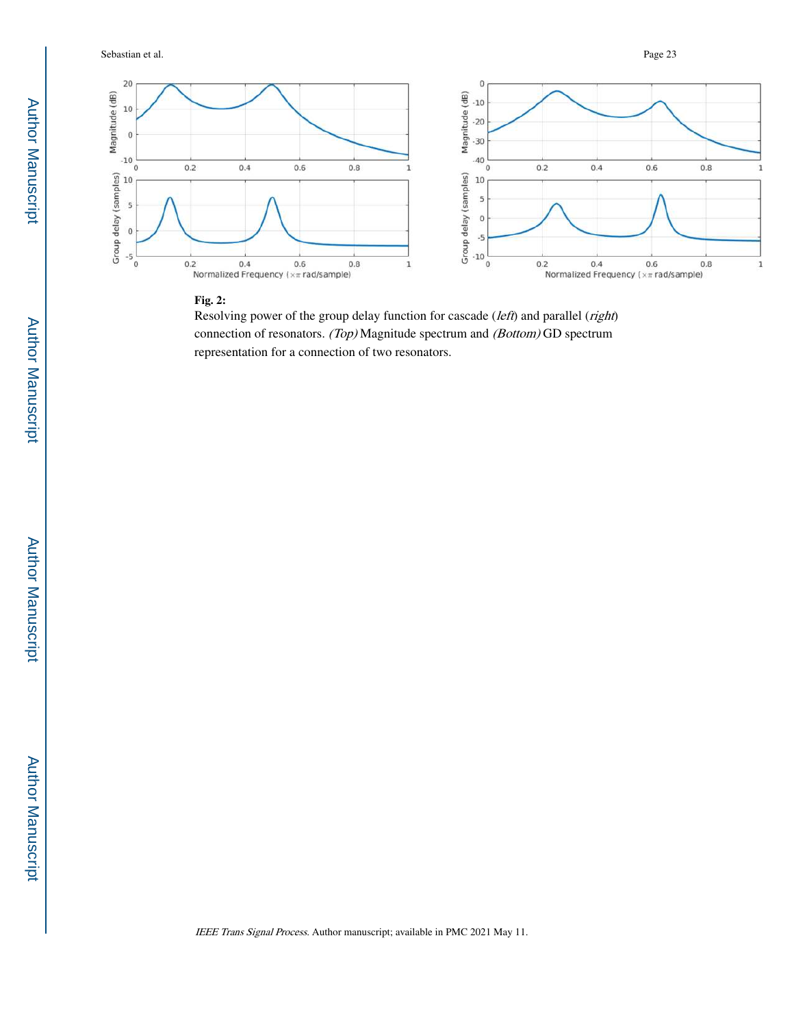**Fig. 2:**

Resolving power of the group delay function for cascade (*left*) and parallel (*right*) connection of resonators. *(Top)* Magnitude spectrum and *(Bottom)* GD spectrum representation for a connection of two resonators.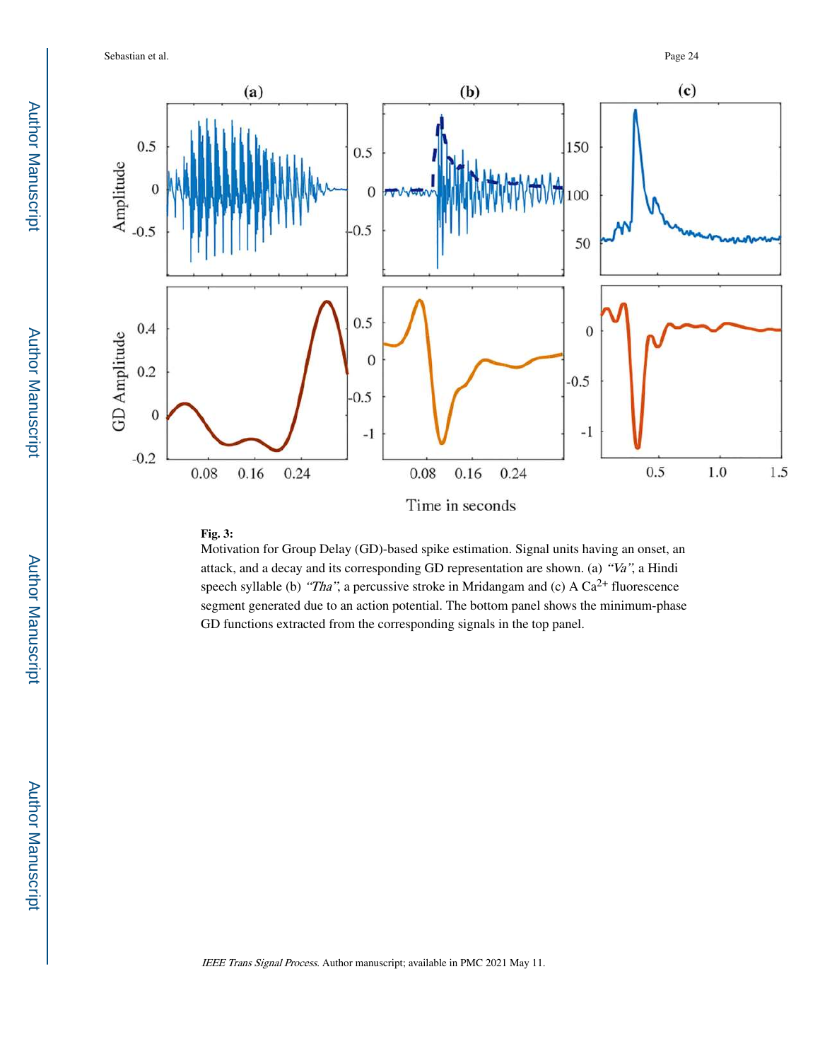**Fig. 3:**

Motivation for Group Delay (GD)-based spike estimation. Signal units having an onset, an attack, and a decay and its corresponding GD representation are shown. (a) *"Va"*, a Hindi speech syllable (b) *"Tha"*, a percussive stroke in Mridangam and (c) A $Ca^{2+}$ fluorescence segment generated due to an action potential. The bottom panel shows the minimum-phase GD functions extracted from the corresponding signals in the top panel.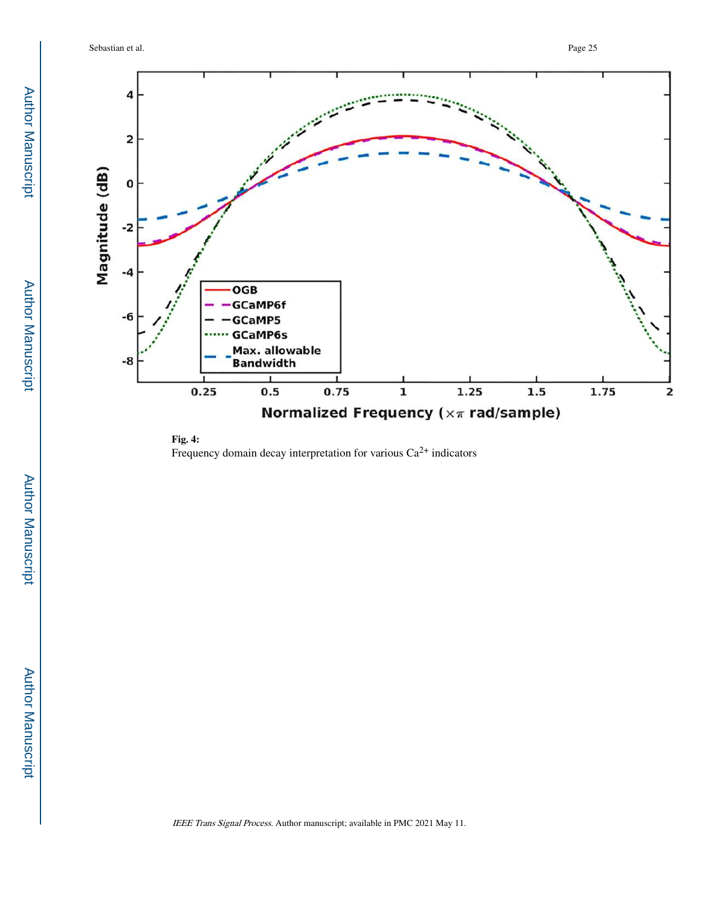**Fig. 4:**

Frequency domain decay interpretation for various $Ca^{2+}$ indicators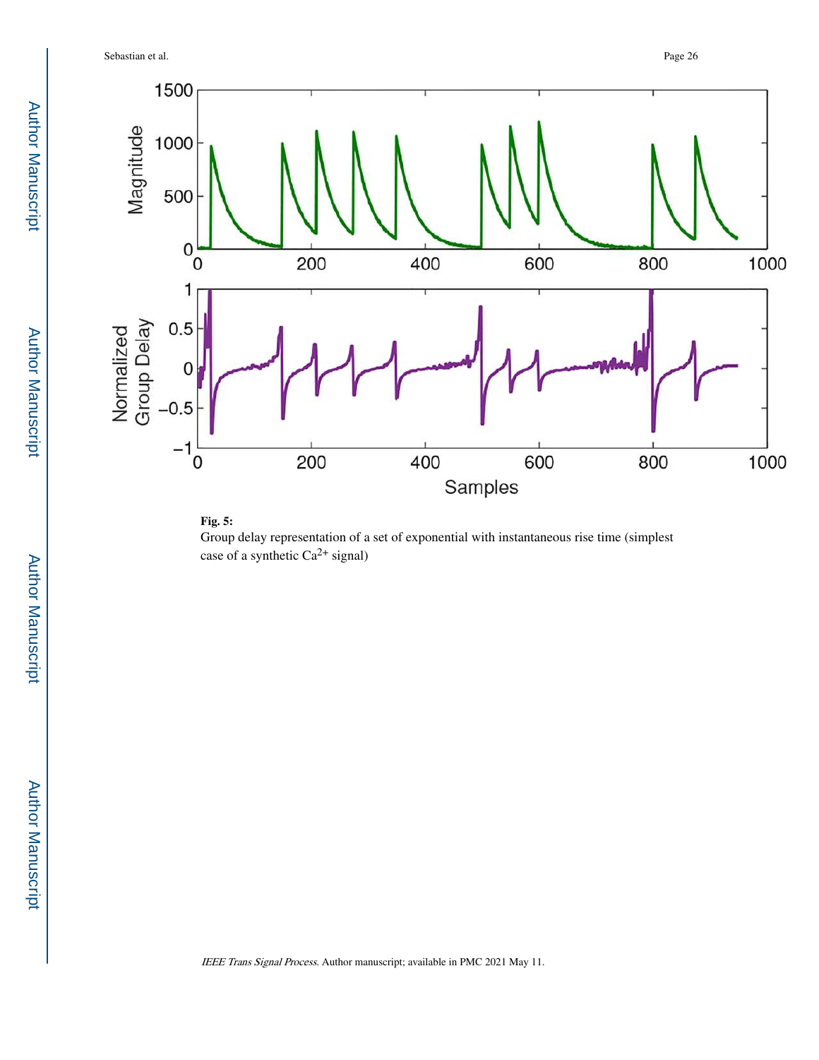**Fig. 5:**

Group delay representation of a set of exponential with instantaneous rise time (simplest case of a synthetic $Ca^{2+}$ signal)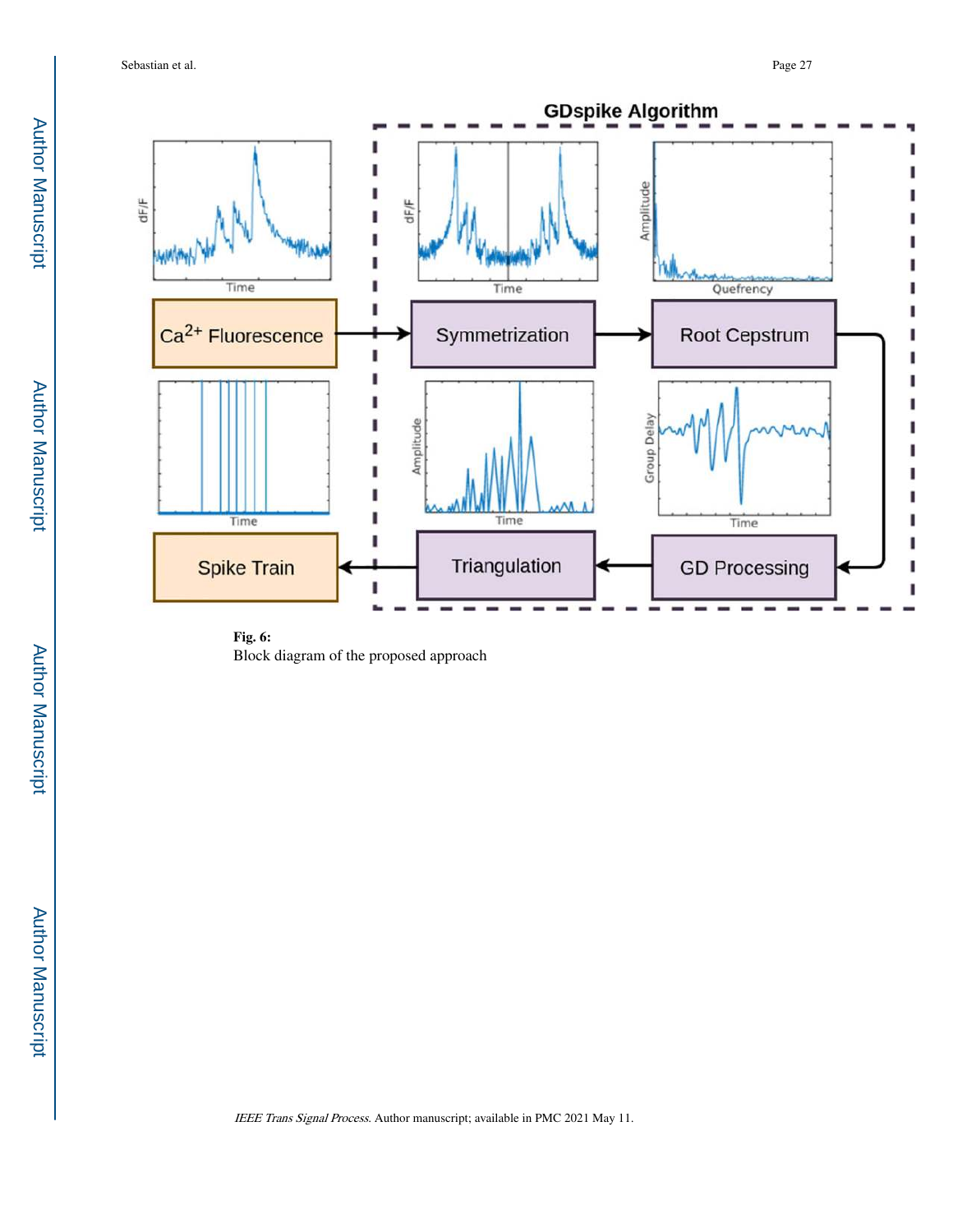**Fig. 6:**

Block diagram of the proposed approach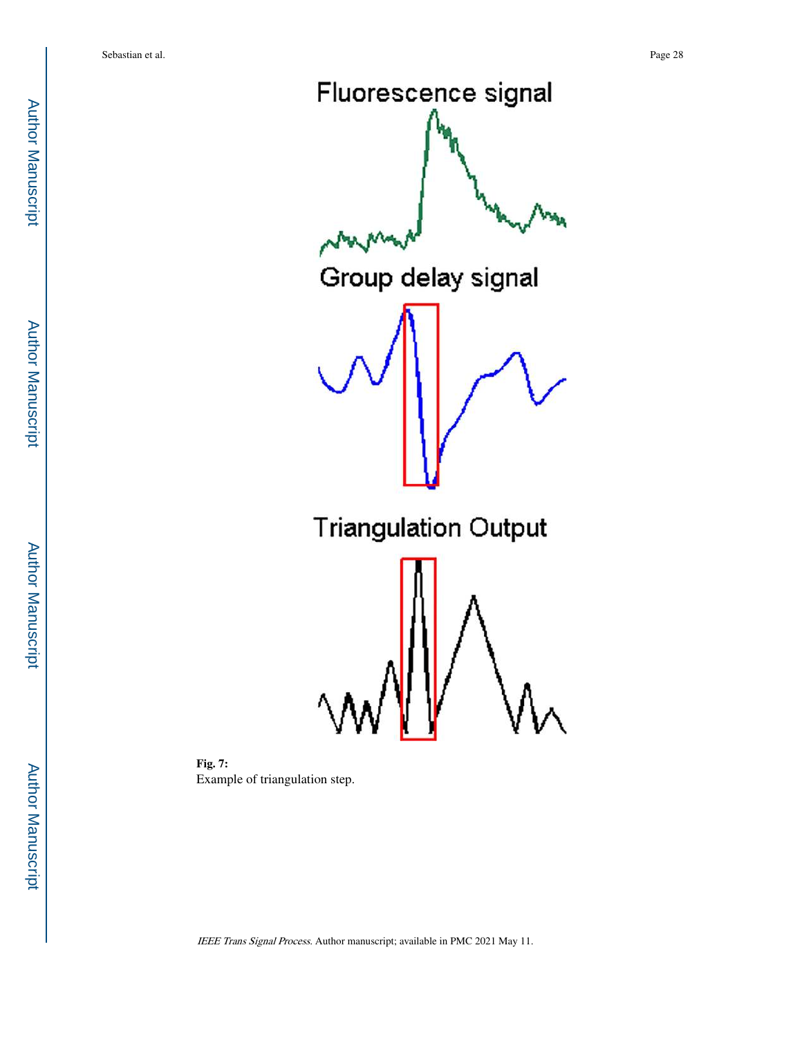**Fig. 7:**
Example of triangulation step.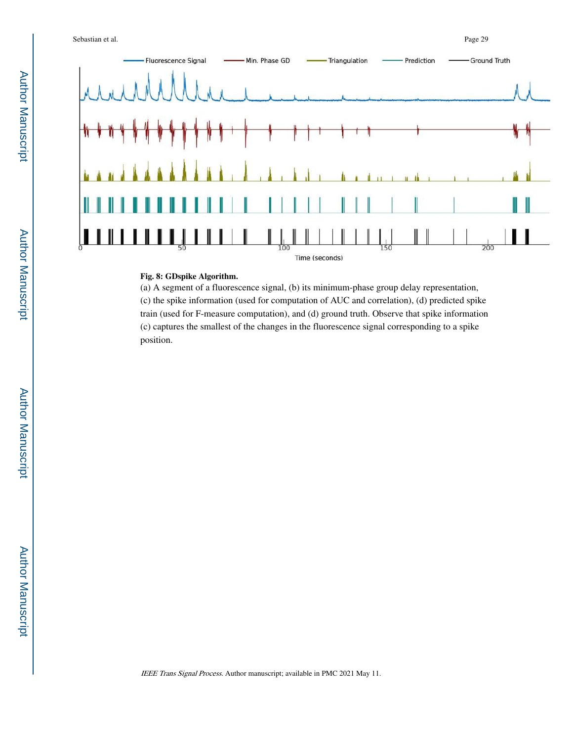**Fig. 8: GDspike Algorithm.**

(a) A segment of a fluorescence signal, (b) its minimum-phase group delay representation, (c) the spike information (used for computation of AUC and correlation), (d) predicted spike train (used for F-measure computation), and (d) ground truth. Observe that spike information (c) captures the smallest of the changes in the fluorescence signal corresponding to a spike position.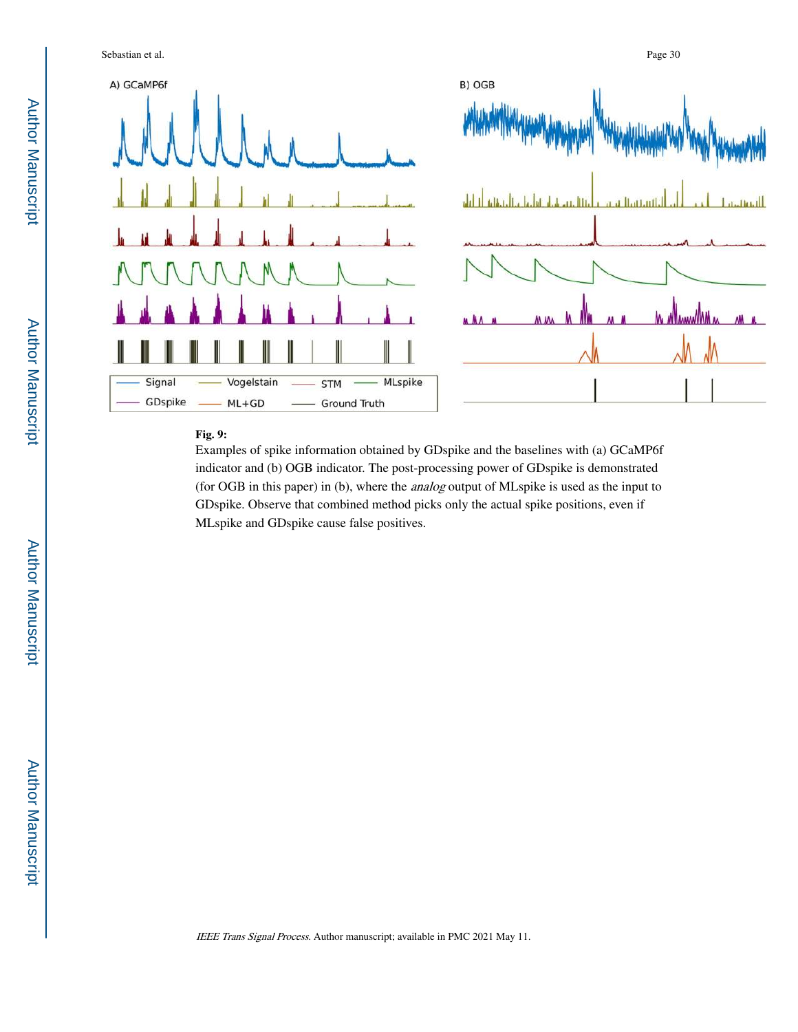**Fig. 9:**

Examples of spike information obtained by GDspike and the baselines with (a) GCaMP6f indicator and (b) OGB indicator. The post-processing power of GDspike is demonstrated (for OGB in this paper) in (b), where the *analog* output of MLspike is used as the input to GDspike. Observe that combined method picks only the actual spike positions, even if MLspike and GDspike cause false positives.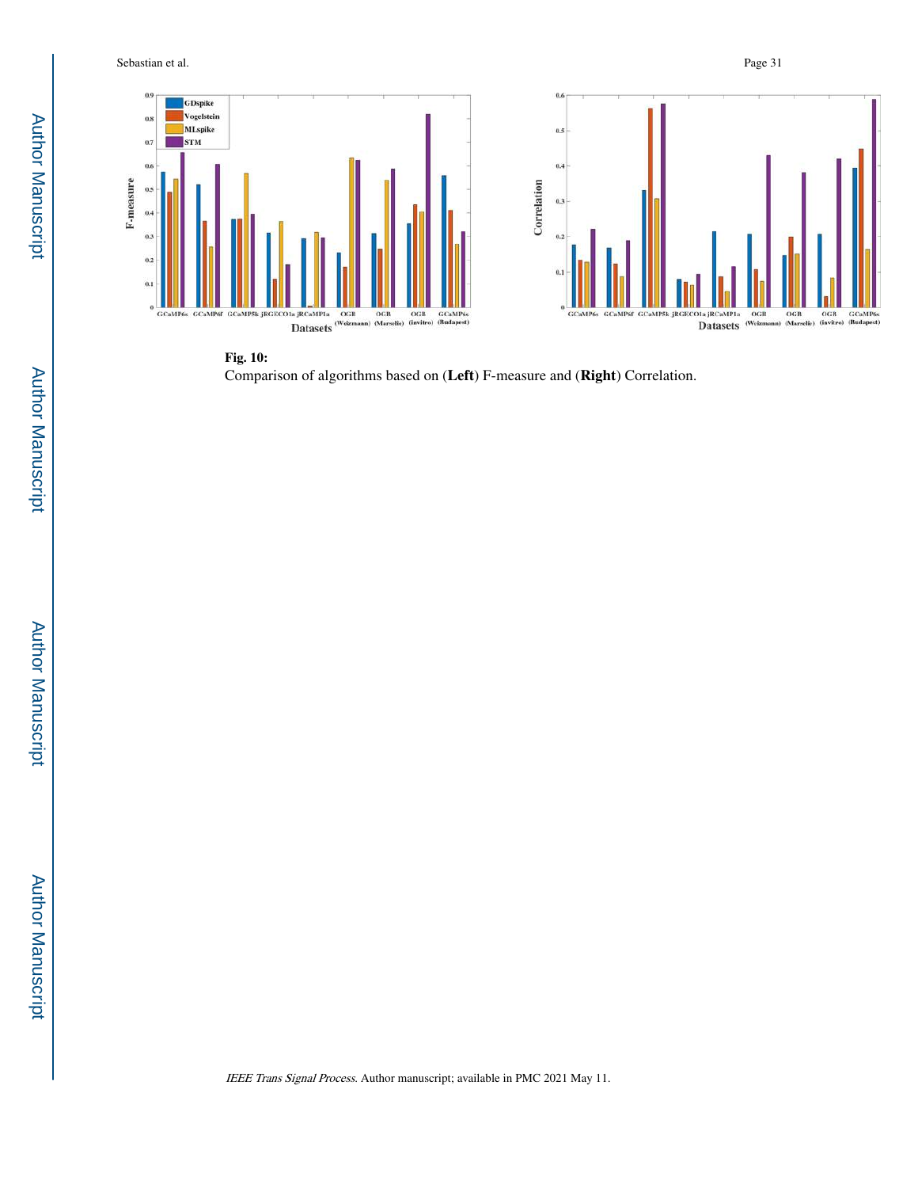**Fig. 10:**

Comparison of algorithms based on (**Left**) F-measure and (**Right**) Correlation.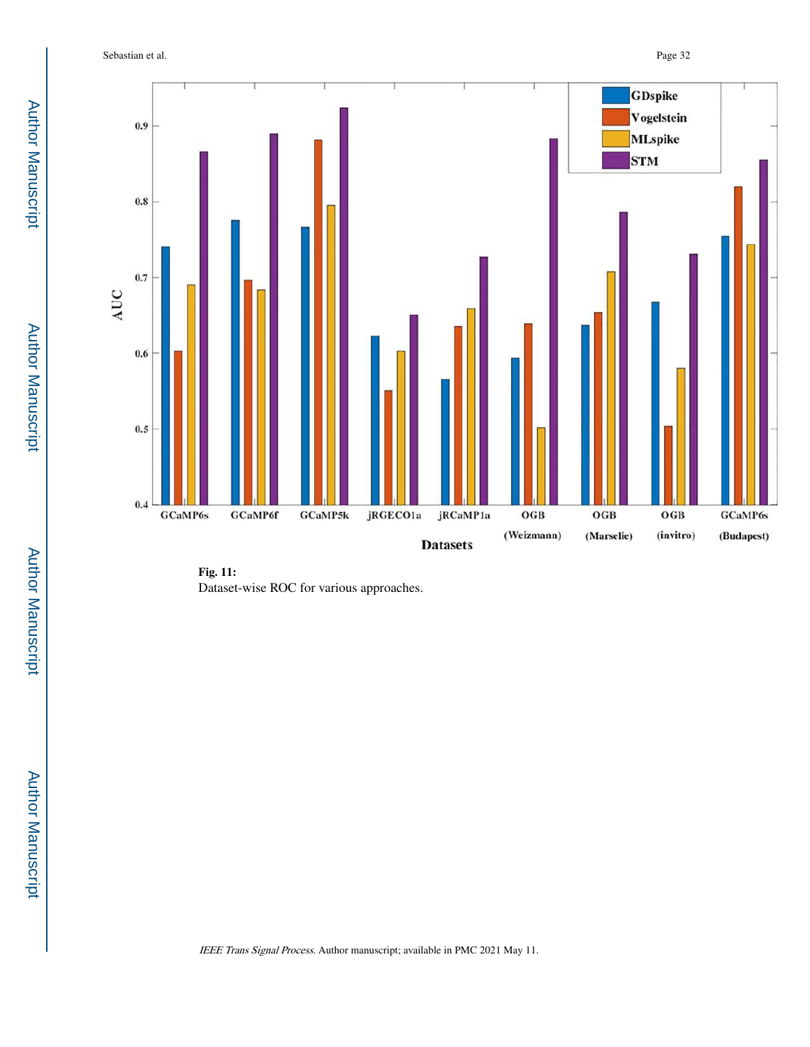**Fig. 11:**

Dataset-wise ROC for various approaches.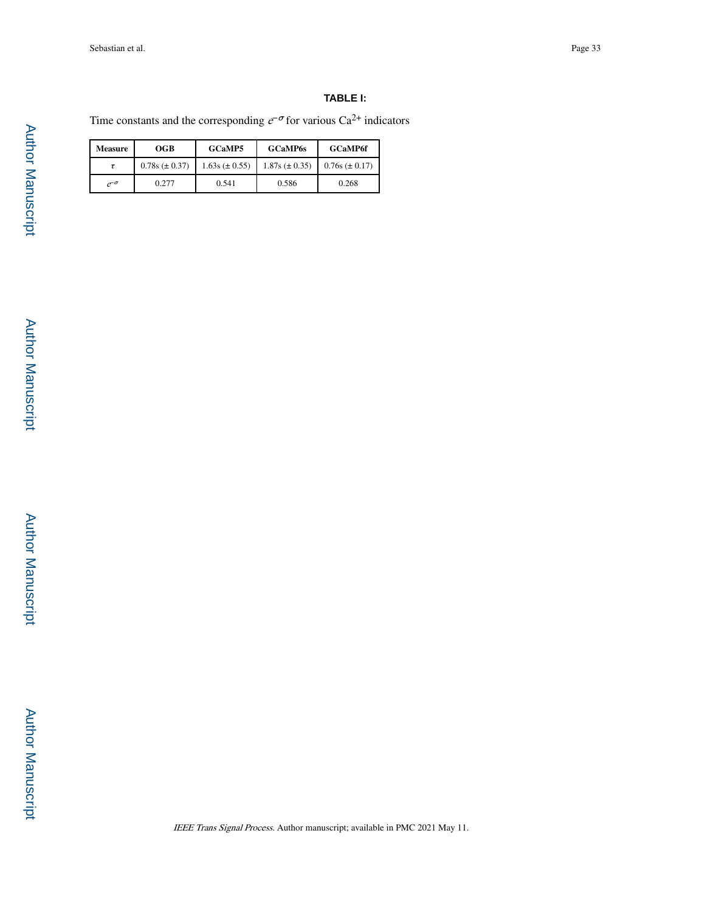## TABLE I:

Time constants and the corresponding $e^{-\sigma}$ for various $Ca^{2+}$ indicators

| Measure | OGB | GCaMP5 | GCaMP6s | GCaMP6f |
|---|---|---|---|---|
| $\tau$ | 0.78s (± 0.37) | 1.63s (± 0.55) | 1.87s (± 0.35) | 0.76s (± 0.17) |
| $e^{-\sigma}$ | 0.277 | 0.541 | 0.586 | 0.268 |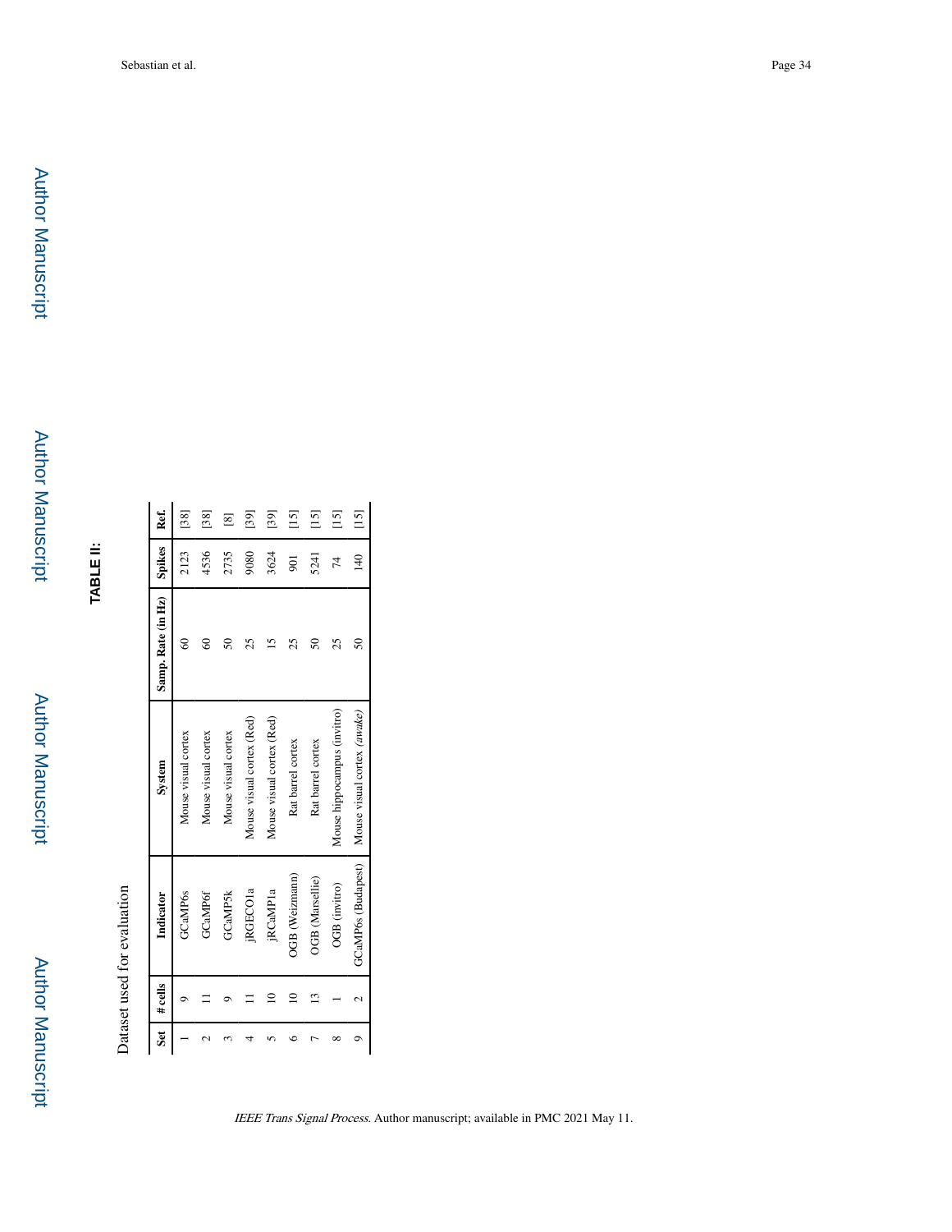## TABLE II:

Dataset used for evaluation

| Set | # cells | Indicator | System | Samp. Rate (in Hz) | Spikes | Ref. |
|---|---|---|---|---|---|---|
| 1 | 9 | GCaMP6s | Mouse visual cortex | 60 | 2123 | [38] |
| 2 | 11 | GCaMP6f | Mouse visual cortex | 60 | 4536 | [38] |
| 3 | 9 | GCaMP5k | Mouse visual cortex | 50 | 2735 | [8] |
| 4 | 11 | jRGECO1a | Mouse visual cortex (Red) | 25 | 9080 | [39] |
| 5 | 10 | jRCaMP1a | Mouse visual cortex (Red) | 15 | 3624 | [39] |
| 6 | 10 | OGB (Weizmann) | Rat barrel cortex | 25 | 901 | [15] |
| 7 | 13 | OGB (Marsellie) | Rat barrel cortex | 50 | 5241 | [15] |
| 8 | 1 | OGB (invitro) | Mouse hippocampus (invitro) | 25 | 74 | [15] |
| 9 | 2 | GCaMP6s (Budapest) | Mouse visual cortex *(awake)* | 50 | 140 | [15] |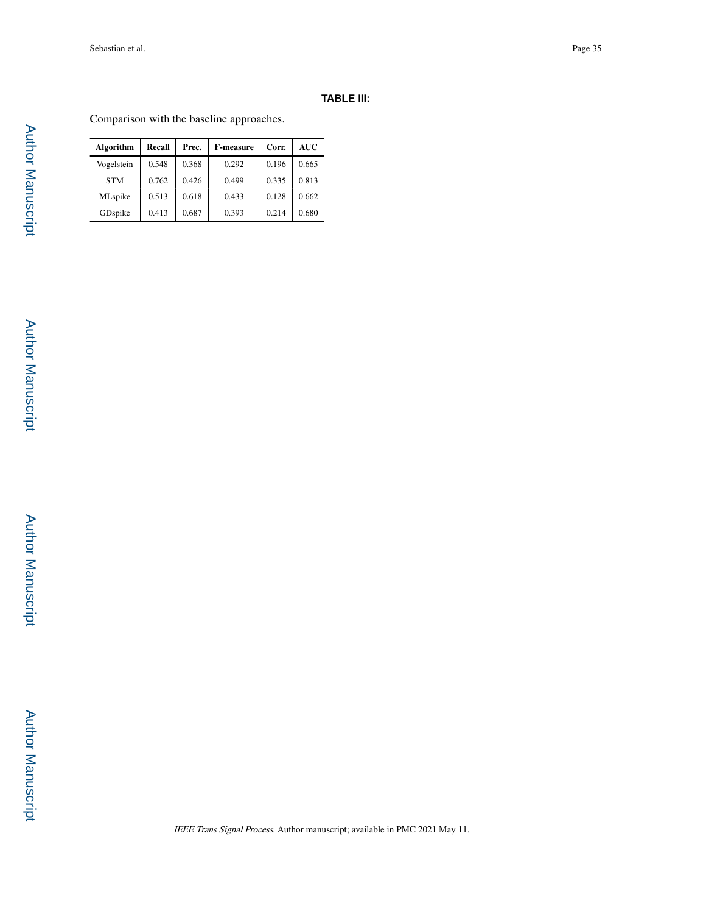**TABLE III:**

Comparison with the baseline approaches.

| Algorithm | Recall | Prec. | F-measure | Corr. | AUC |
|---|---|---|---|---|---|
| Vogelstein | 0.548 | 0.368 | 0.292 | 0.196 | 0.665 |
| STM | 0.762 | 0.426 | 0.499 | 0.335 | 0.813 |
| MLspike | 0.513 | 0.618 | 0.433 | 0.128 | 0.662 |
| GDspike | 0.413 | 0.687 | 0.393 | 0.214 | 0.680 |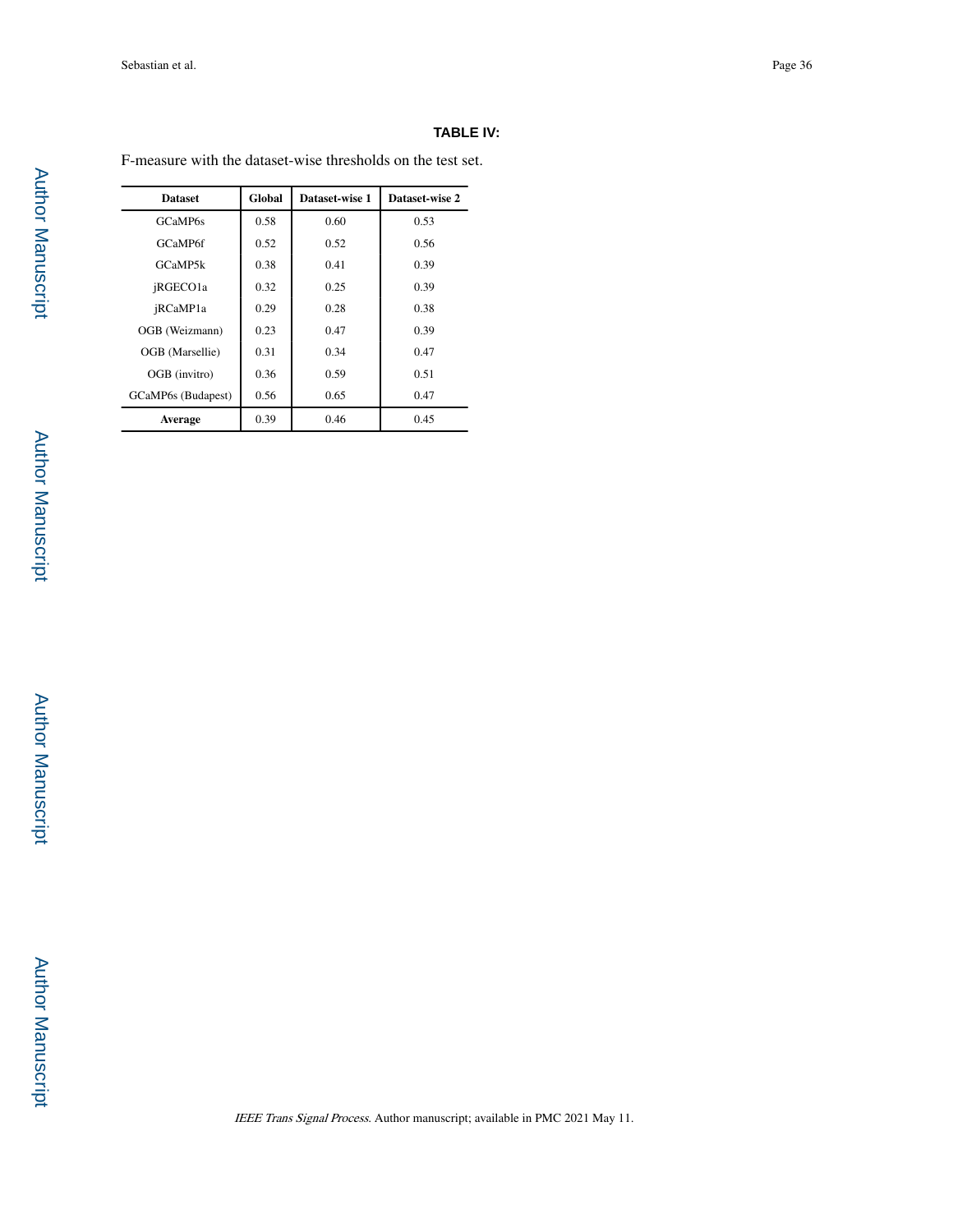## TABLE IV:

F-measure with the dataset-wise thresholds on the test set.

| Dataset | Global | Dataset-wise 1 | Dataset-wise 2 |
|---|---|---|---|
| GCaMP6s | 0.58 | 0.60 | 0.53 |
| GCaMP6f | 0.52 | 0.52 | 0.56 |
| GCaMP5k | 0.38 | 0.41 | 0.39 |
| jRGECO1a | 0.32 | 0.25 | 0.39 |
| jRCaMP1a | 0.29 | 0.28 | 0.38 |
| OGB (Weizmann) | 0.23 | 0.47 | 0.39 |
| OGB (Marsellie) | 0.31 | 0.34 | 0.47 |
| OGB (invitro) | 0.36 | 0.59 | 0.51 |
| GCaMP6s (Budapest) | 0.56 | 0.65 | 0.47 |
| **Average** | 0.39 | 0.46 | 0.45 |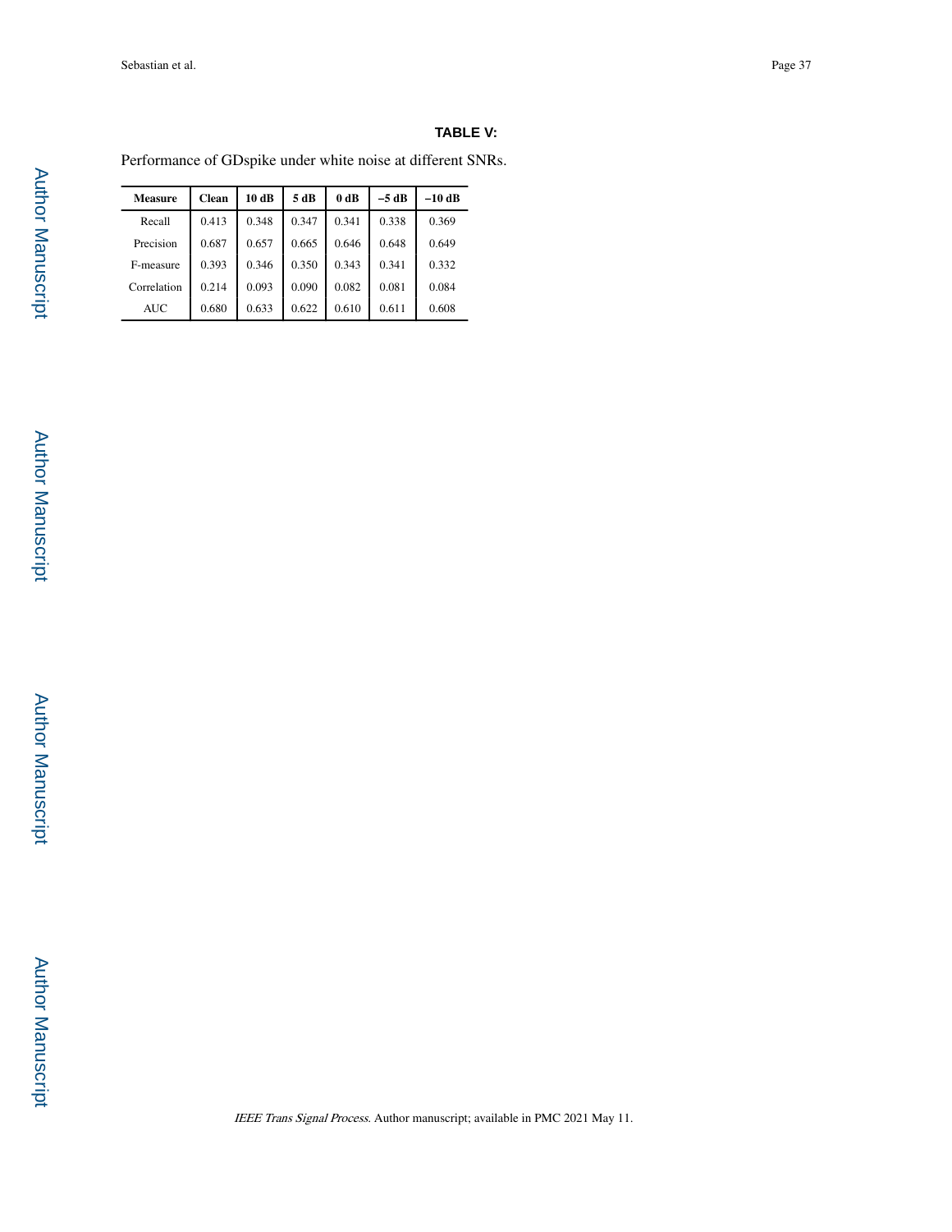**TABLE V:**

Performance of GDspike under white noise at different SNRs.

| Measure | Clean | 10 dB | 5 dB | 0 dB | −5 dB | −10 dB |
| --- | --- | --- | --- | --- | --- | --- |
| Recall | 0.413 | 0.348 | 0.347 | 0.341 | 0.338 | 0.369 |
| Precision | 0.687 | 0.657 | 0.665 | 0.646 | 0.648 | 0.649 |
| F-measure | 0.393 | 0.346 | 0.350 | 0.343 | 0.341 | 0.332 |
| Correlation | 0.214 | 0.093 | 0.090 | 0.082 | 0.081 | 0.084 |
| AUC | 0.680 | 0.633 | 0.622 | 0.610 | 0.611 | 0.608 |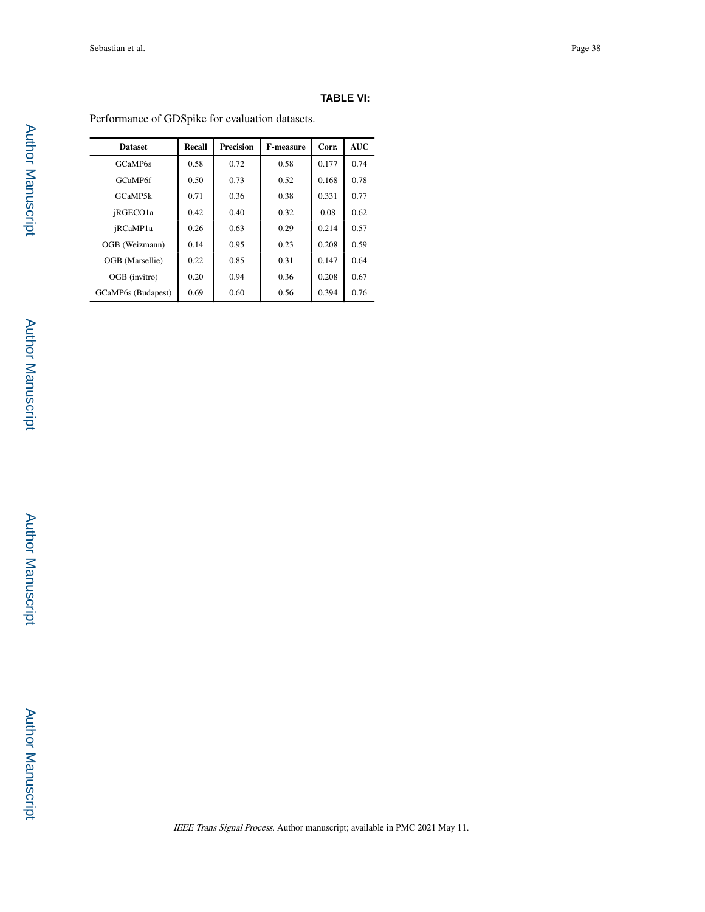**TABLE VI:**

Performance of GDSpike for evaluation datasets.

| Dataset | Recall | Precision | F-measure | Corr. | AUC |
|---|---|---|---|---|---|
| GCaMP6s | 0.58 | 0.72 | 0.58 | 0.177 | 0.74 |
| GCaMP6f | 0.50 | 0.73 | 0.52 | 0.168 | 0.78 |
| GCaMP5k | 0.71 | 0.36 | 0.38 | 0.331 | 0.77 |
| jRGECO1a | 0.42 | 0.40 | 0.32 | 0.08 | 0.62 |
| jRCaMP1a | 0.26 | 0.63 | 0.29 | 0.214 | 0.57 |
| OGB (Weizmann) | 0.14 | 0.95 | 0.23 | 0.208 | 0.59 |
| OGB (Marsellie) | 0.22 | 0.85 | 0.31 | 0.147 | 0.64 |
| OGB (invitro) | 0.20 | 0.94 | 0.36 | 0.208 | 0.67 |
| GCaMP6s (Budapest) | 0.69 | 0.60 | 0.56 | 0.394 | 0.76 |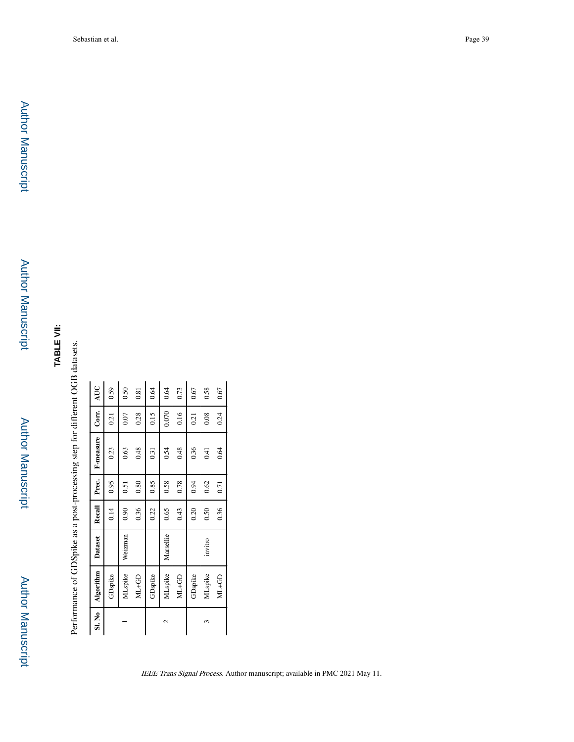## TABLE VII:

Performance of GDSpike as a post-processing step for different OGB datasets.

| Sl. No | Algorithm | Dataset | Recall | Prec. | F-measure | Corr. | AUC |
|---|---|---|---|---|---|---|---|
| | GDspike | | 0.14 | 0.95 | 0.23 | 0.21 | 0.59 |
| 1 | MLspike | Weizman | 0.90 | 0.51 | 0.63 | 0.07 | 0.50 |
| | ML+GD | | 0.36 | 0.80 | 0.48 | 0.28 | 0.81 |
| | GDspike | | 0.22 | 0.85 | 0.31 | 0.15 | 0.64 |
| 2 | MLspike | Marsellie | 0.65 | 0.58 | 0.54 | 0.070 | 0.64 |
| | ML+GD | | 0.43 | 0.78 | 0.48 | 0.16 | 0.73 |
| | GDspike | | 0.20 | 0.94 | 0.36 | 0.21 | 0.67 |
| 3 | MLspike | invitro | 0.50 | 0.62 | 0.41 | 0.08 | 0.58 |
| | ML+GD | | 0.36 | 0.71 | 0.64 | 0.24 | 0.67 |